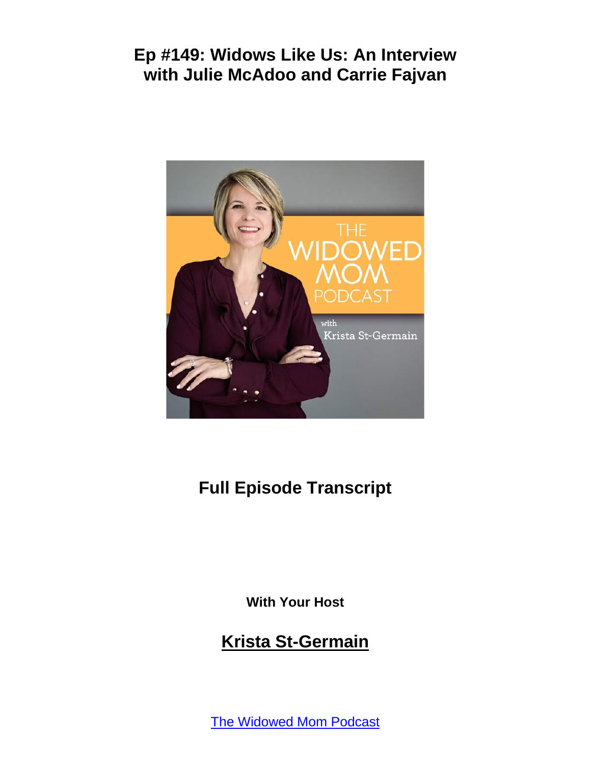# Ep #149: Widows Like Us: An Interview with Julie McAdoo and Carrie Fajvan

## Full Episode Transcript

**With Your Host**

## Krista St-Germain

[The Widowed Mom Podcast]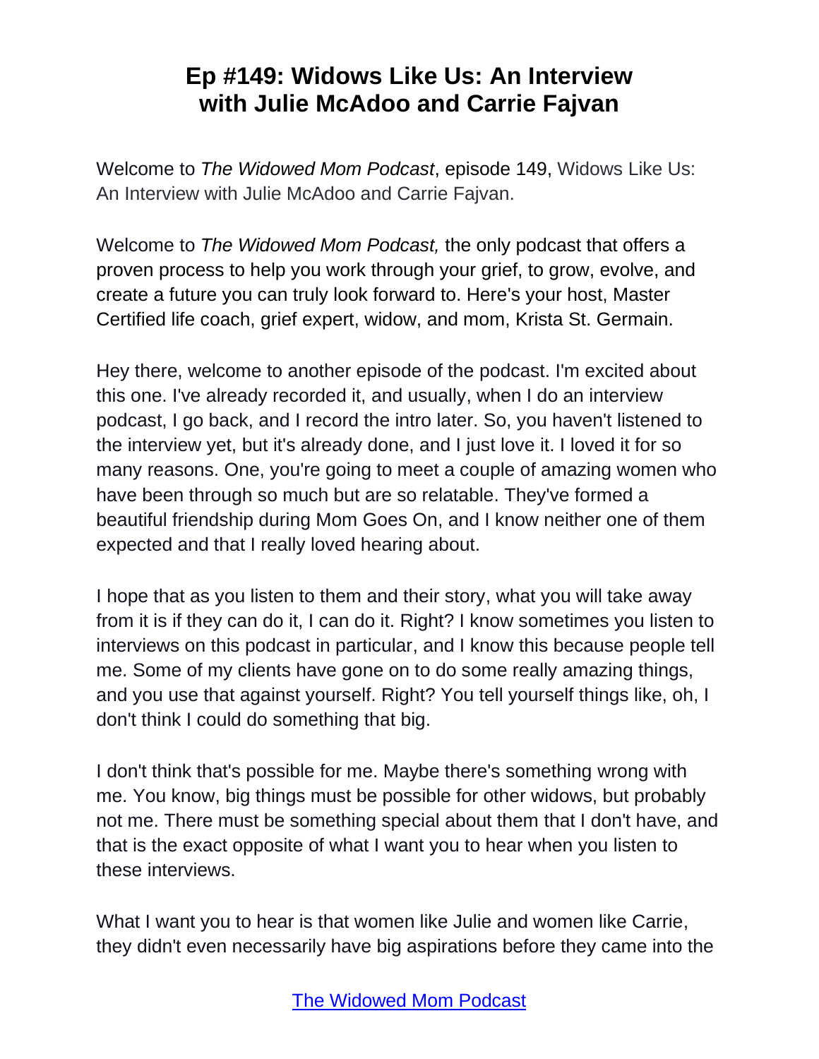# Ep #149: Widows Like Us: An Interview with Julie McAdoo and Carrie Fajvan

Welcome to *The Widowed Mom Podcast*, episode 149, Widows Like Us: An Interview with Julie McAdoo and Carrie Fajvan.

Welcome to *The Widowed Mom Podcast,* the only podcast that offers a proven process to help you work through your grief, to grow, evolve, and create a future you can truly look forward to. Here's your host, Master Certified life coach, grief expert, widow, and mom, Krista St. Germain.

Hey there, welcome to another episode of the podcast. I'm excited about this one. I've already recorded it, and usually, when I do an interview podcast, I go back, and I record the intro later. So, you haven't listened to the interview yet, but it's already done, and I just love it. I loved it for so many reasons. One, you're going to meet a couple of amazing women who have been through so much but are so relatable. They've formed a beautiful friendship during Mom Goes On, and I know neither one of them expected and that I really loved hearing about.

I hope that as you listen to them and their story, what you will take away from it is if they can do it, I can do it. Right? I know sometimes you listen to interviews on this podcast in particular, and I know this because people tell me. Some of my clients have gone on to do some really amazing things, and you use that against yourself. Right? You tell yourself things like, oh, I don't think I could do something that big.

I don't think that's possible for me. Maybe there's something wrong with me. You know, big things must be possible for other widows, but probably not me. There must be something special about them that I don't have, and that is the exact opposite of what I want you to hear when you listen to these interviews.

What I want you to hear is that women like Julie and women like Carrie, they didn't even necessarily have big aspirations before they came into the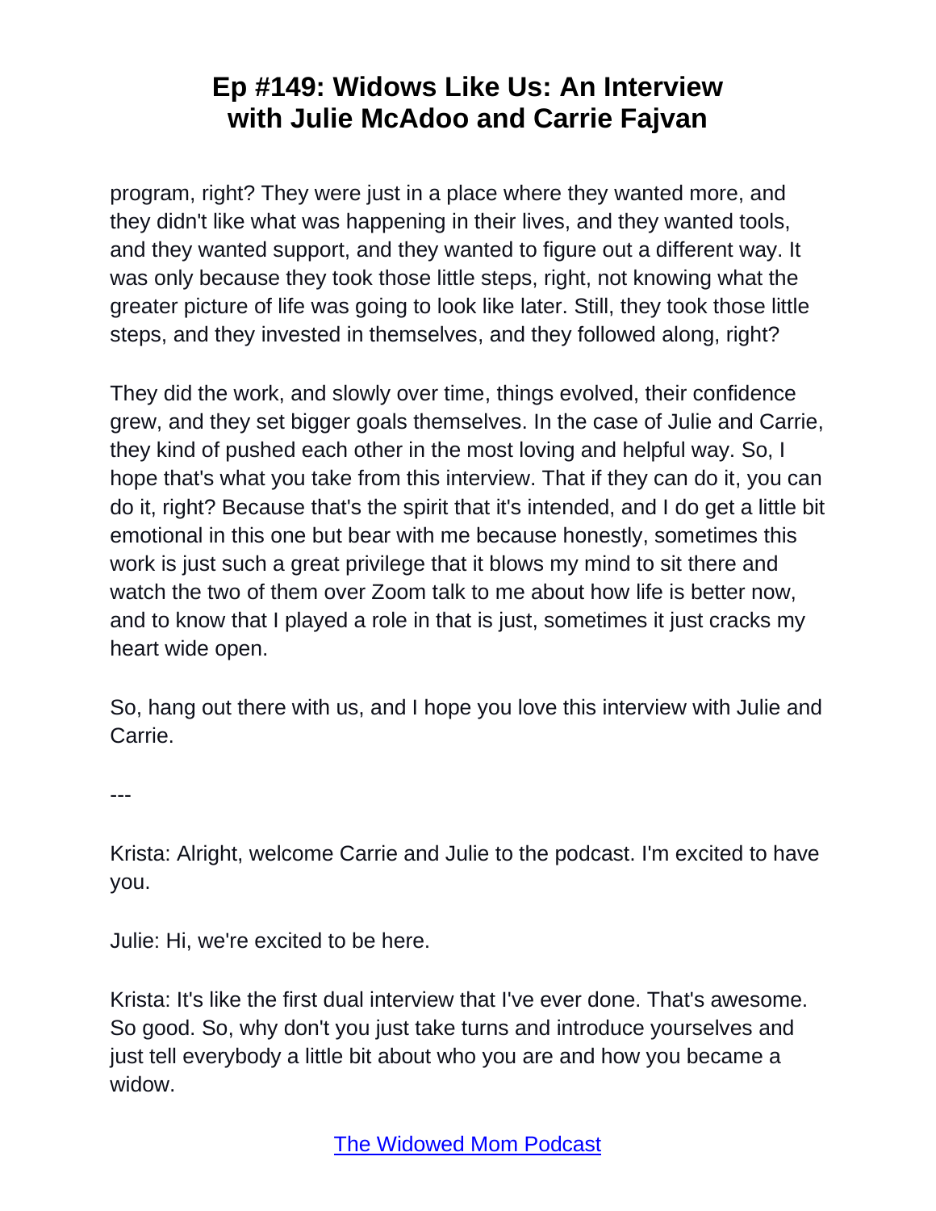program, right? They were just in a place where they wanted more, and they didn't like what was happening in their lives, and they wanted tools, and they wanted support, and they wanted to figure out a different way. It was only because they took those little steps, right, not knowing what the greater picture of life was going to look like later. Still, they took those little steps, and they invested in themselves, and they followed along, right?

They did the work, and slowly over time, things evolved, their confidence grew, and they set bigger goals themselves. In the case of Julie and Carrie, they kind of pushed each other in the most loving and helpful way. So, I hope that's what you take from this interview. That if they can do it, you can do it, right? Because that's the spirit that it's intended, and I do get a little bit emotional in this one but bear with me because honestly, sometimes this work is just such a great privilege that it blows my mind to sit there and watch the two of them over Zoom talk to me about how life is better now, and to know that I played a role in that is just, sometimes it just cracks my heart wide open.

So, hang out there with us, and I hope you love this interview with Julie and Carrie.

---

Krista: Alright, welcome Carrie and Julie to the podcast. I'm excited to have you.

Julie: Hi, we're excited to be here.

Krista: It's like the first dual interview that I've ever done. That's awesome. So good. So, why don't you just take turns and introduce yourselves and just tell everybody a little bit about who you are and how you became a widow.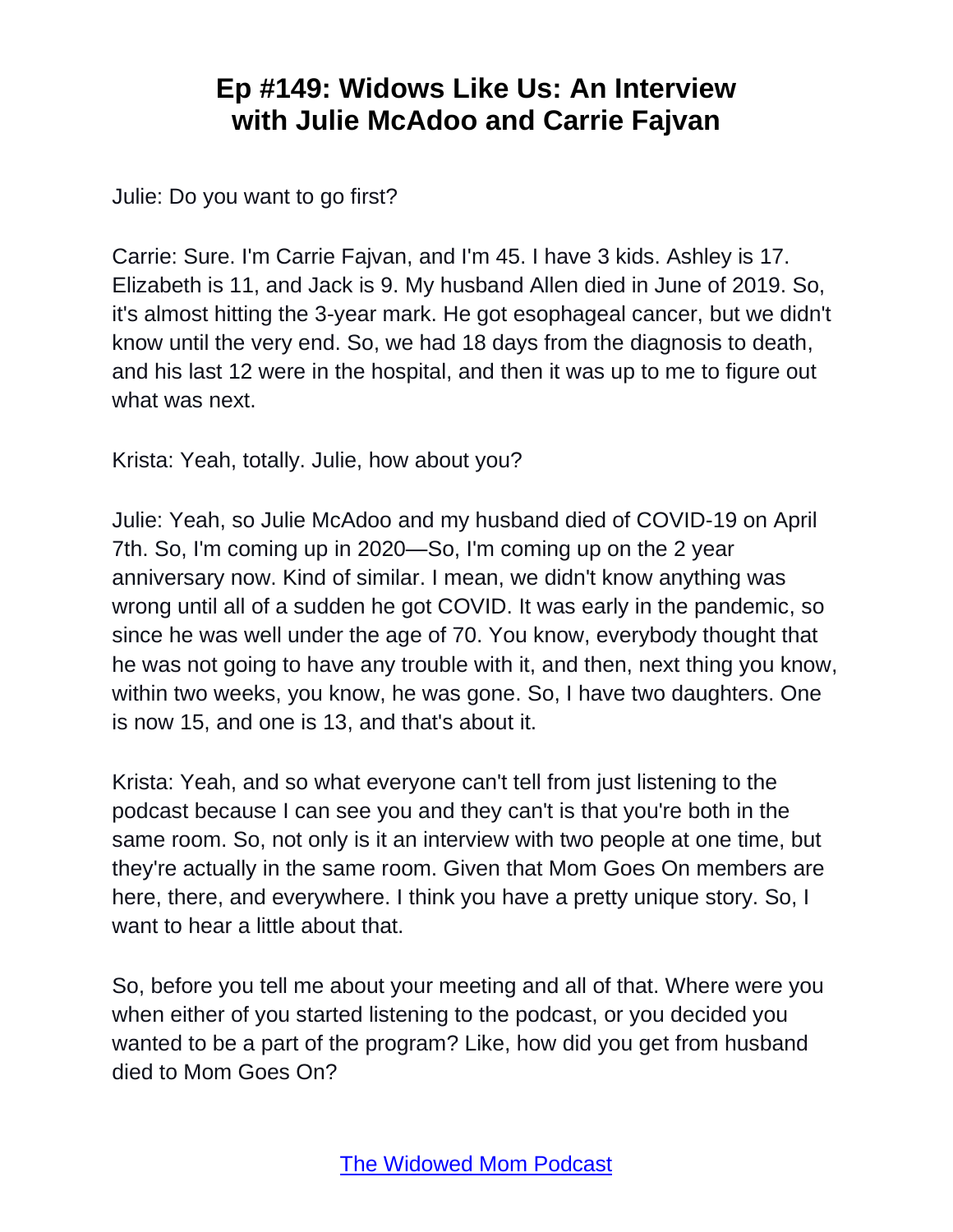# Ep #149: Widows Like Us: An Interview with Julie McAdoo and Carrie Fajvan

Julie: Do you want to go first?

Carrie: Sure. I'm Carrie Fajvan, and I'm 45. I have 3 kids. Ashley is 17. Elizabeth is 11, and Jack is 9. My husband Allen died in June of 2019. So, it's almost hitting the 3-year mark. He got esophageal cancer, but we didn't know until the very end. So, we had 18 days from the diagnosis to death, and his last 12 were in the hospital, and then it was up to me to figure out what was next.

Krista: Yeah, totally. Julie, how about you?

Julie: Yeah, so Julie McAdoo and my husband died of COVID-19 on April 7th. So, I'm coming up in 2020—So, I'm coming up on the 2 year anniversary now. Kind of similar. I mean, we didn't know anything was wrong until all of a sudden he got COVID. It was early in the pandemic, so since he was well under the age of 70. You know, everybody thought that he was not going to have any trouble with it, and then, next thing you know, within two weeks, you know, he was gone. So, I have two daughters. One is now 15, and one is 13, and that's about it.

Krista: Yeah, and so what everyone can't tell from just listening to the podcast because I can see you and they can't is that you're both in the same room. So, not only is it an interview with two people at one time, but they're actually in the same room. Given that Mom Goes On members are here, there, and everywhere. I think you have a pretty unique story. So, I want to hear a little about that.

So, before you tell me about your meeting and all of that. Where were you when either of you started listening to the podcast, or you decided you wanted to be a part of the program? Like, how did you get from husband died to Mom Goes On?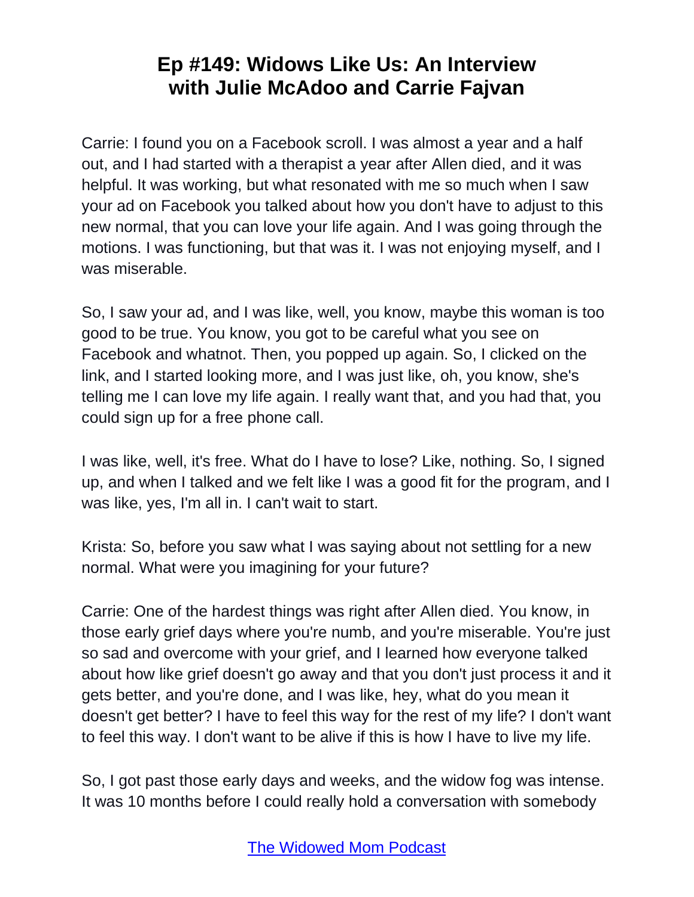# Ep #149: Widows Like Us: An Interview with Julie McAdoo and Carrie Fajvan

Carrie: I found you on a Facebook scroll. I was almost a year and a half out, and I had started with a therapist a year after Allen died, and it was helpful. It was working, but what resonated with me so much when I saw your ad on Facebook you talked about how you don't have to adjust to this new normal, that you can love your life again. And I was going through the motions. I was functioning, but that was it. I was not enjoying myself, and I was miserable.

So, I saw your ad, and I was like, well, you know, maybe this woman is too good to be true. You know, you got to be careful what you see on Facebook and whatnot. Then, you popped up again. So, I clicked on the link, and I started looking more, and I was just like, oh, you know, she's telling me I can love my life again. I really want that, and you had that, you could sign up for a free phone call.

I was like, well, it's free. What do I have to lose? Like, nothing. So, I signed up, and when I talked and we felt like I was a good fit for the program, and I was like, yes, I'm all in. I can't wait to start.

Krista: So, before you saw what I was saying about not settling for a new normal. What were you imagining for your future?

Carrie: One of the hardest things was right after Allen died. You know, in those early grief days where you're numb, and you're miserable. You're just so sad and overcome with your grief, and I learned how everyone talked about how like grief doesn't go away and that you don't just process it and it gets better, and you're done, and I was like, hey, what do you mean it doesn't get better? I have to feel this way for the rest of my life? I don't want to feel this way. I don't want to be alive if this is how I have to live my life.

So, I got past those early days and weeks, and the widow fog was intense. It was 10 months before I could really hold a conversation with somebody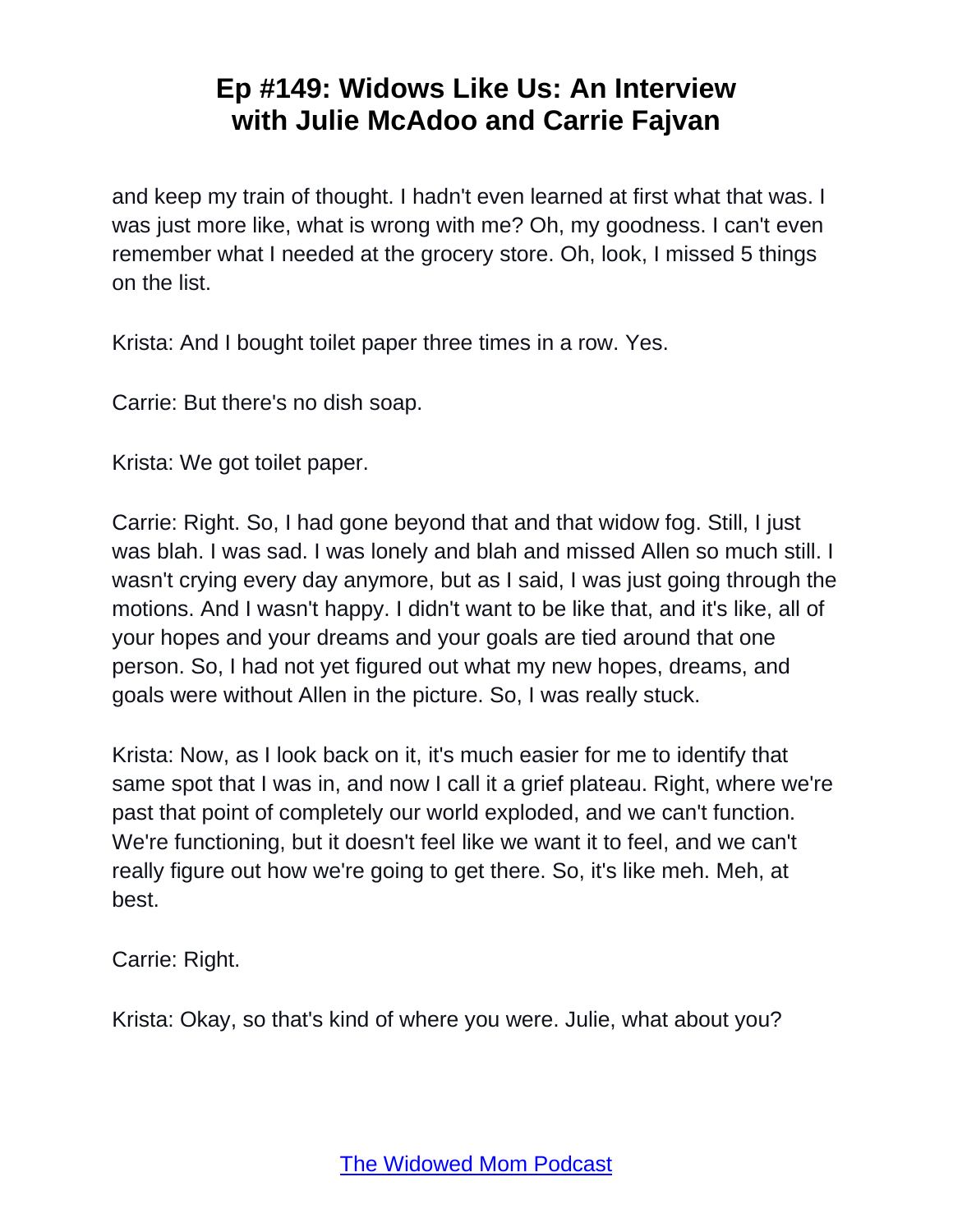and keep my train of thought. I hadn't even learned at first what that was. I was just more like, what is wrong with me? Oh, my goodness. I can't even remember what I needed at the grocery store. Oh, look, I missed 5 things on the list.

Krista: And I bought toilet paper three times in a row. Yes.

Carrie: But there's no dish soap.

Krista: We got toilet paper.

Carrie: Right. So, I had gone beyond that and that widow fog. Still, I just was blah. I was sad. I was lonely and blah and missed Allen so much still. I wasn't crying every day anymore, but as I said, I was just going through the motions. And I wasn't happy. I didn't want to be like that, and it's like, all of your hopes and your dreams and your goals are tied around that one person. So, I had not yet figured out what my new hopes, dreams, and goals were without Allen in the picture. So, I was really stuck.

Krista: Now, as I look back on it, it's much easier for me to identify that same spot that I was in, and now I call it a grief plateau. Right, where we're past that point of completely our world exploded, and we can't function. We're functioning, but it doesn't feel like we want it to feel, and we can't really figure out how we're going to get there. So, it's like meh. Meh, at best.

Carrie: Right.

Krista: Okay, so that's kind of where you were. Julie, what about you?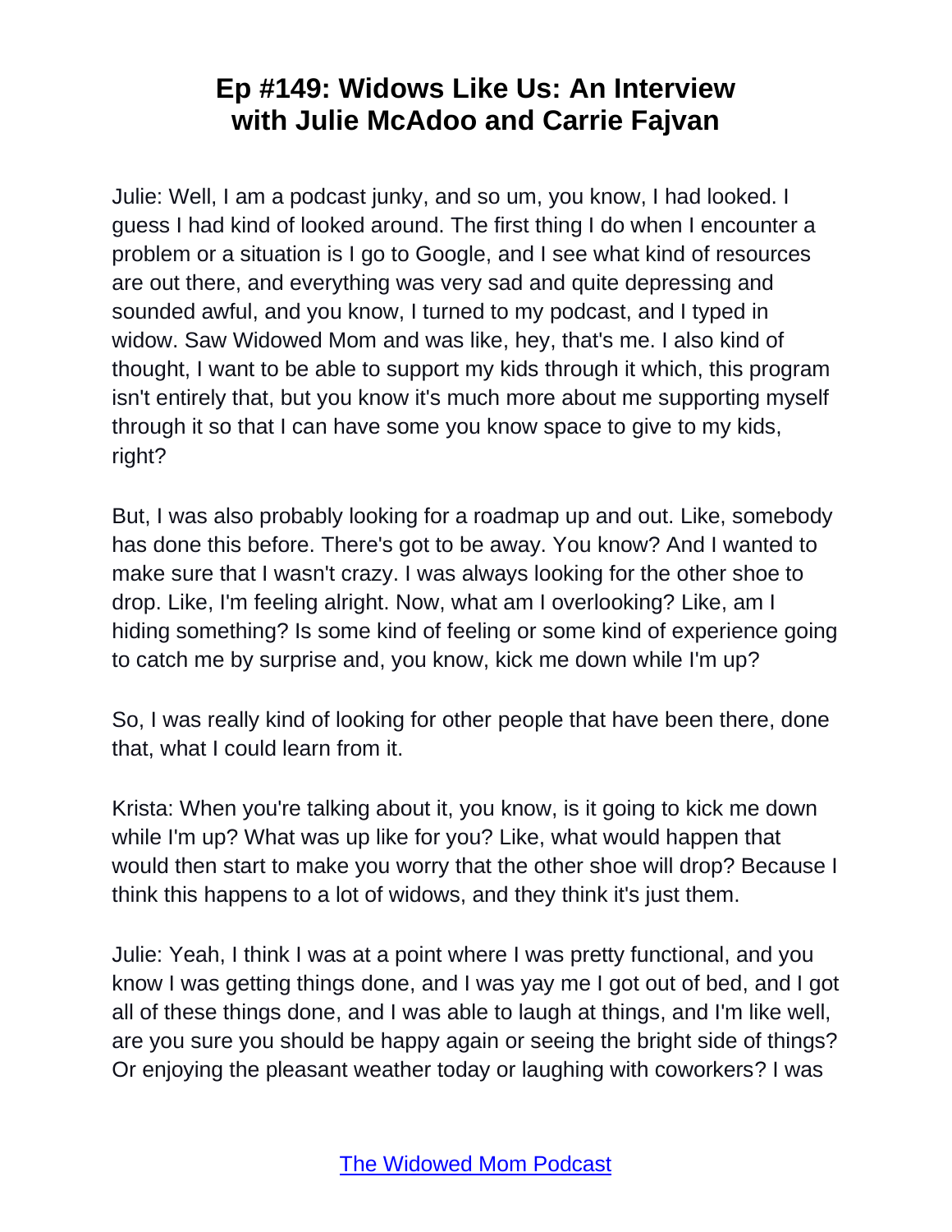# Ep #149: Widows Like Us: An Interview with Julie McAdoo and Carrie Fajvan

Julie: Well, I am a podcast junky, and so um, you know, I had looked. I guess I had kind of looked around. The first thing I do when I encounter a problem or a situation is I go to Google, and I see what kind of resources are out there, and everything was very sad and quite depressing and sounded awful, and you know, I turned to my podcast, and I typed in widow. Saw Widowed Mom and was like, hey, that's me. I also kind of thought, I want to be able to support my kids through it which, this program isn't entirely that, but you know it's much more about me supporting myself through it so that I can have some you know space to give to my kids, right?

But, I was also probably looking for a roadmap up and out. Like, somebody has done this before. There's got to be away. You know? And I wanted to make sure that I wasn't crazy. I was always looking for the other shoe to drop. Like, I'm feeling alright. Now, what am I overlooking? Like, am I hiding something? Is some kind of feeling or some kind of experience going to catch me by surprise and, you know, kick me down while I'm up?

So, I was really kind of looking for other people that have been there, done that, what I could learn from it.

Krista: When you're talking about it, you know, is it going to kick me down while I'm up? What was up like for you? Like, what would happen that would then start to make you worry that the other shoe will drop? Because I think this happens to a lot of widows, and they think it's just them.

Julie: Yeah, I think I was at a point where I was pretty functional, and you know I was getting things done, and I was yay me I got out of bed, and I got all of these things done, and I was able to laugh at things, and I'm like well, are you sure you should be happy again or seeing the bright side of things? Or enjoying the pleasant weather today or laughing with coworkers? I was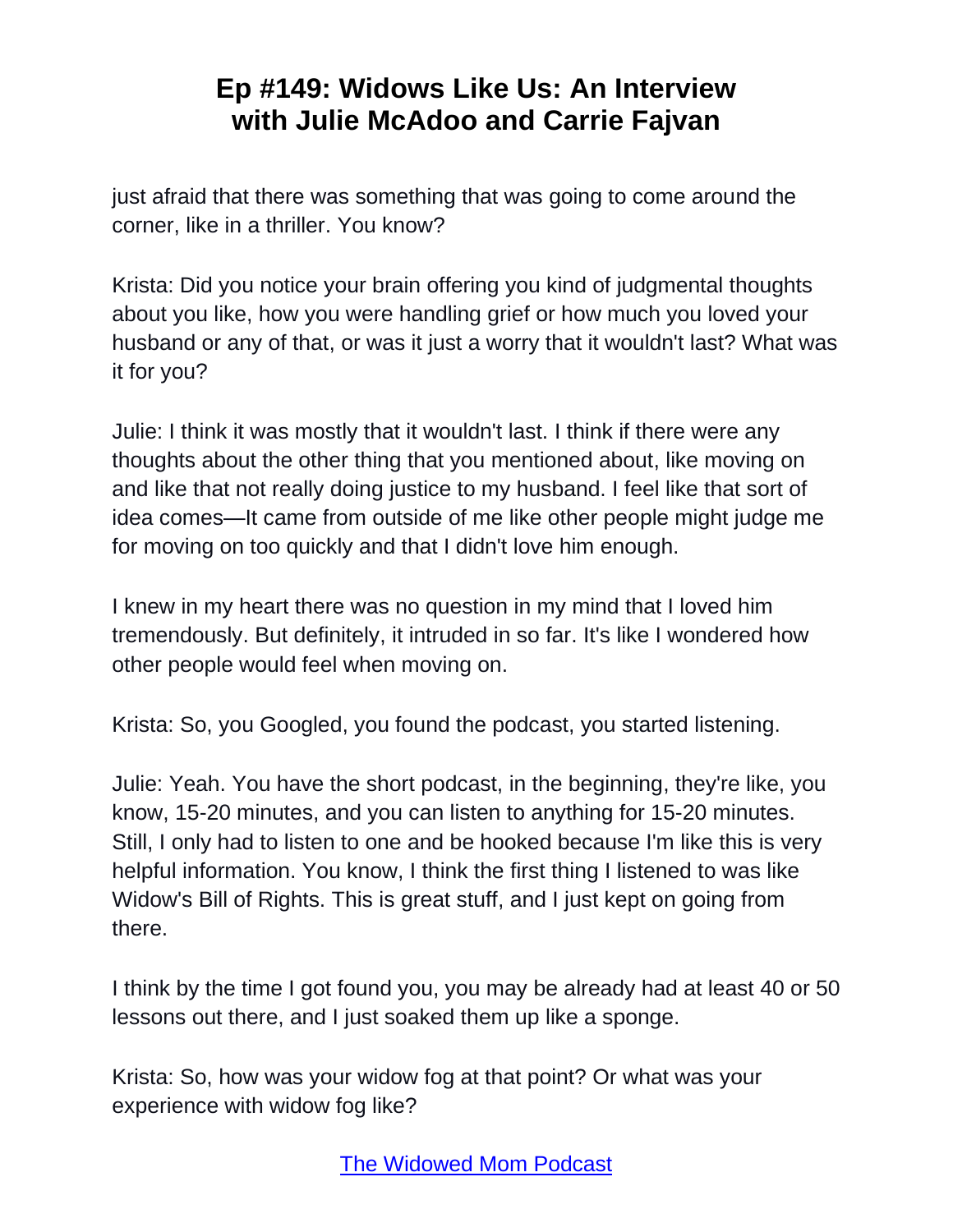just afraid that there was something that was going to come around the corner, like in a thriller. You know?

Krista: Did you notice your brain offering you kind of judgmental thoughts about you like, how you were handling grief or how much you loved your husband or any of that, or was it just a worry that it wouldn't last? What was it for you?

Julie: I think it was mostly that it wouldn't last. I think if there were any thoughts about the other thing that you mentioned about, like moving on and like that not really doing justice to my husband. I feel like that sort of idea comes—It came from outside of me like other people might judge me for moving on too quickly and that I didn't love him enough.

I knew in my heart there was no question in my mind that I loved him tremendously. But definitely, it intruded in so far. It's like I wondered how other people would feel when moving on.

Krista: So, you Googled, you found the podcast, you started listening.

Julie: Yeah. You have the short podcast, in the beginning, they're like, you know, 15-20 minutes, and you can listen to anything for 15-20 minutes. Still, I only had to listen to one and be hooked because I'm like this is very helpful information. You know, I think the first thing I listened to was like Widow's Bill of Rights. This is great stuff, and I just kept on going from there.

I think by the time I got found you, you may be already had at least 40 or 50 lessons out there, and I just soaked them up like a sponge.

Krista: So, how was your widow fog at that point? Or what was your experience with widow fog like?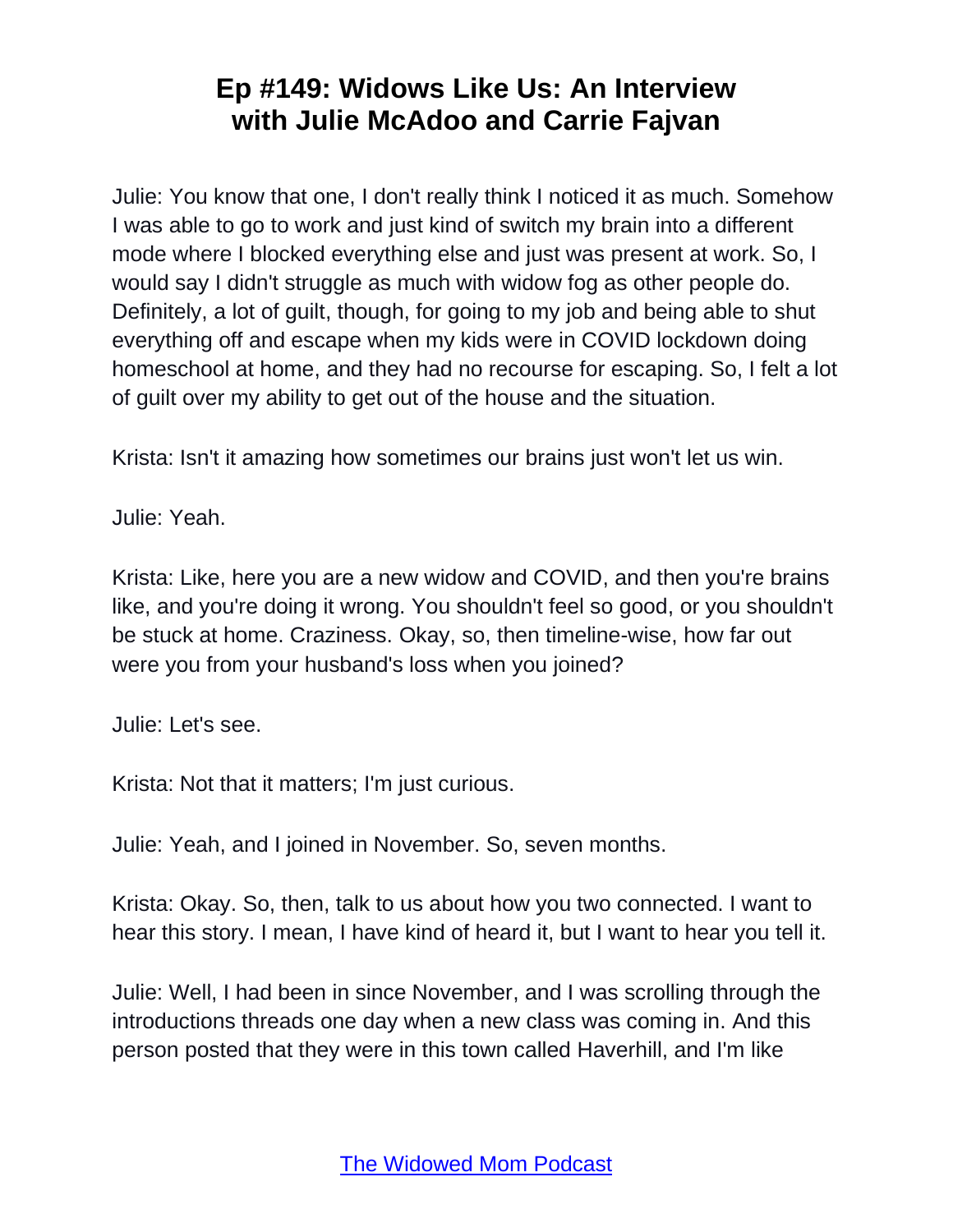Julie: You know that one, I don't really think I noticed it as much. Somehow I was able to go to work and just kind of switch my brain into a different mode where I blocked everything else and just was present at work. So, I would say I didn't struggle as much with widow fog as other people do. Definitely, a lot of guilt, though, for going to my job and being able to shut everything off and escape when my kids were in COVID lockdown doing homeschool at home, and they had no recourse for escaping. So, I felt a lot of guilt over my ability to get out of the house and the situation.

Krista: Isn't it amazing how sometimes our brains just won't let us win.

Julie: Yeah.

Krista: Like, here you are a new widow and COVID, and then you're brains like, and you're doing it wrong. You shouldn't feel so good, or you shouldn't be stuck at home. Craziness. Okay, so, then timeline-wise, how far out were you from your husband's loss when you joined?

Julie: Let's see.

Krista: Not that it matters; I'm just curious.

Julie: Yeah, and I joined in November. So, seven months.

Krista: Okay. So, then, talk to us about how you two connected. I want to hear this story. I mean, I have kind of heard it, but I want to hear you tell it.

Julie: Well, I had been in since November, and I was scrolling through the introductions threads one day when a new class was coming in. And this person posted that they were in this town called Haverhill, and I'm like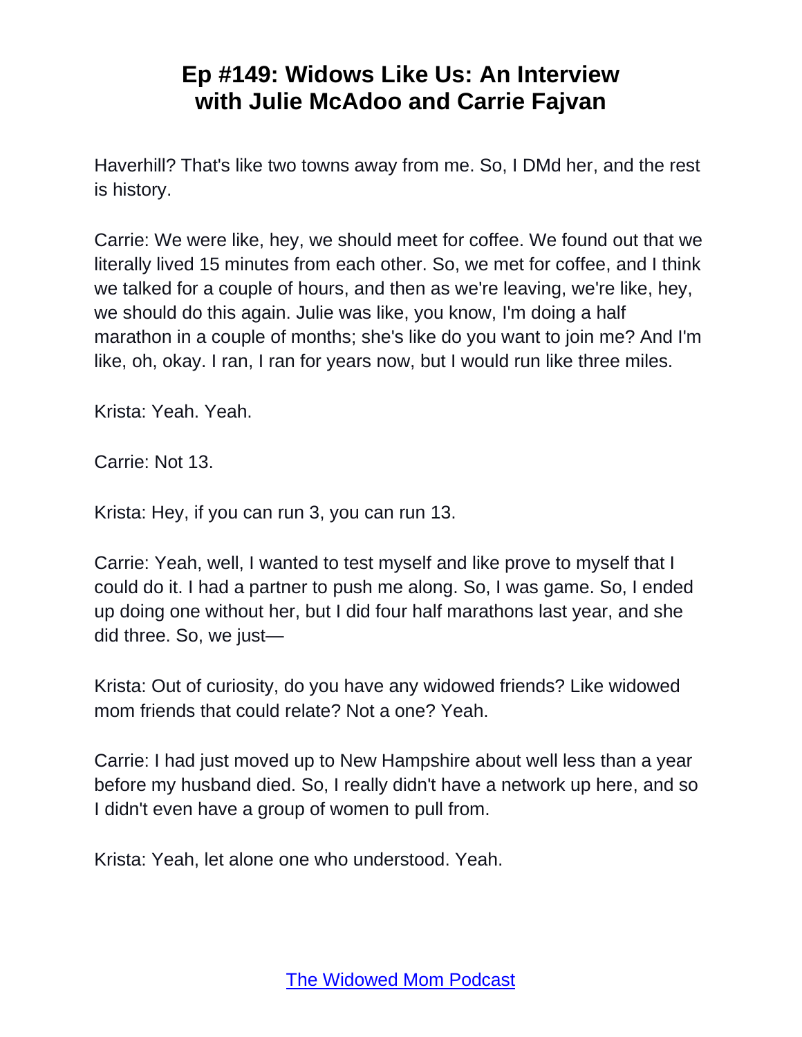Haverhill? That's like two towns away from me. So, I DMd her, and the rest is history.

Carrie: We were like, hey, we should meet for coffee. We found out that we literally lived 15 minutes from each other. So, we met for coffee, and I think we talked for a couple of hours, and then as we're leaving, we're like, hey, we should do this again. Julie was like, you know, I'm doing a half marathon in a couple of months; she's like do you want to join me? And I'm like, oh, okay. I ran, I ran for years now, but I would run like three miles.

Krista: Yeah. Yeah.

Carrie: Not 13.

Krista: Hey, if you can run 3, you can run 13.

Carrie: Yeah, well, I wanted to test myself and like prove to myself that I could do it. I had a partner to push me along. So, I was game. So, I ended up doing one without her, but I did four half marathons last year, and she did three. So, we just—

Krista: Out of curiosity, do you have any widowed friends? Like widowed mom friends that could relate? Not a one? Yeah.

Carrie: I had just moved up to New Hampshire about well less than a year before my husband died. So, I really didn't have a network up here, and so I didn't even have a group of women to pull from.

Krista: Yeah, let alone one who understood. Yeah.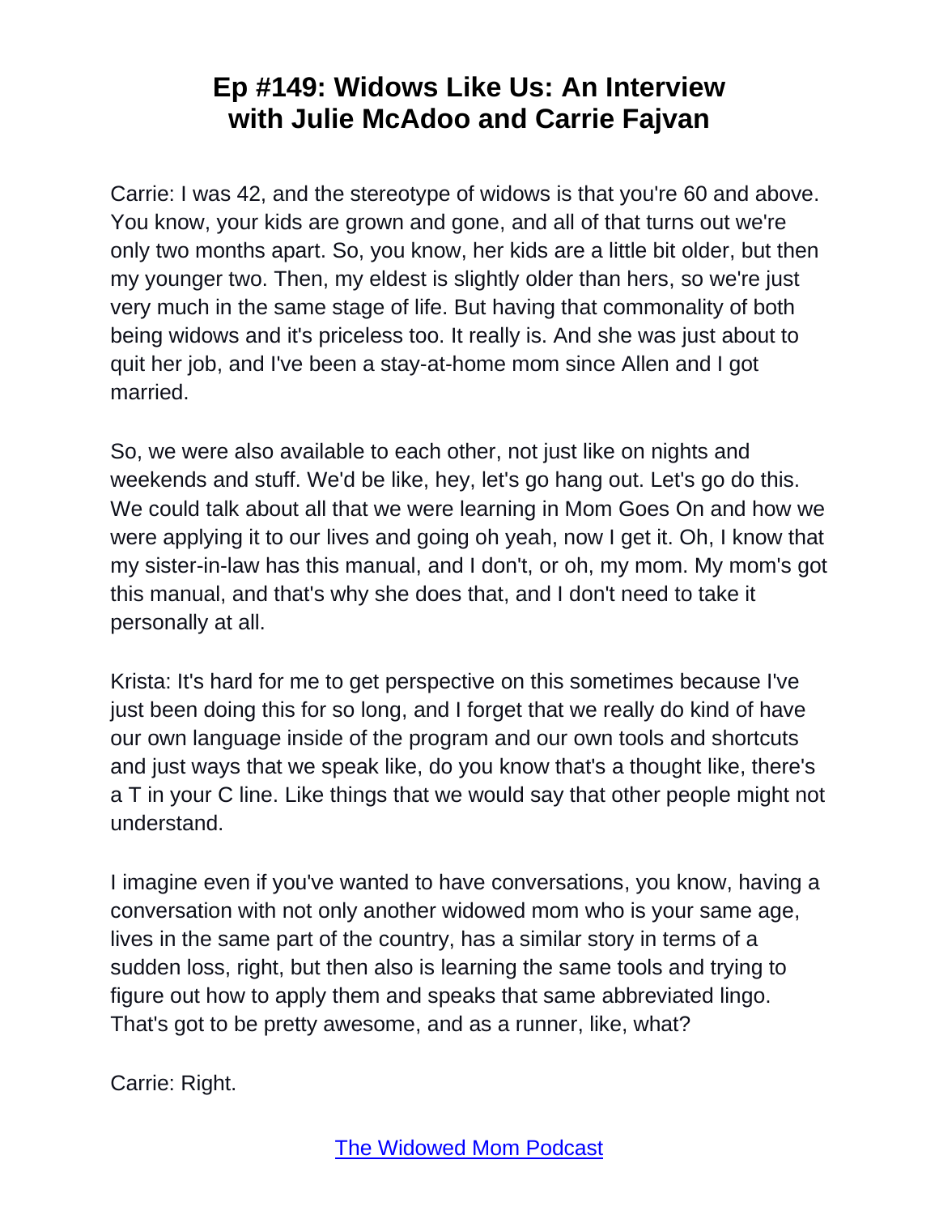# Ep #149: Widows Like Us: An Interview with Julie McAdoo and Carrie Fajvan

Carrie: I was 42, and the stereotype of widows is that you're 60 and above. You know, your kids are grown and gone, and all of that turns out we're only two months apart. So, you know, her kids are a little bit older, but then my younger two. Then, my eldest is slightly older than hers, so we're just very much in the same stage of life. But having that commonality of both being widows and it's priceless too. It really is. And she was just about to quit her job, and I've been a stay-at-home mom since Allen and I got married.

So, we were also available to each other, not just like on nights and weekends and stuff. We'd be like, hey, let's go hang out. Let's go do this. We could talk about all that we were learning in Mom Goes On and how we were applying it to our lives and going oh yeah, now I get it. Oh, I know that my sister-in-law has this manual, and I don't, or oh, my mom. My mom's got this manual, and that's why she does that, and I don't need to take it personally at all.

Krista: It's hard for me to get perspective on this sometimes because I've just been doing this for so long, and I forget that we really do kind of have our own language inside of the program and our own tools and shortcuts and just ways that we speak like, do you know that's a thought like, there's a T in your C line. Like things that we would say that other people might not understand.

I imagine even if you've wanted to have conversations, you know, having a conversation with not only another widowed mom who is your same age, lives in the same part of the country, has a similar story in terms of a sudden loss, right, but then also is learning the same tools and trying to figure out how to apply them and speaks that same abbreviated lingo. That's got to be pretty awesome, and as a runner, like, what?

Carrie: Right.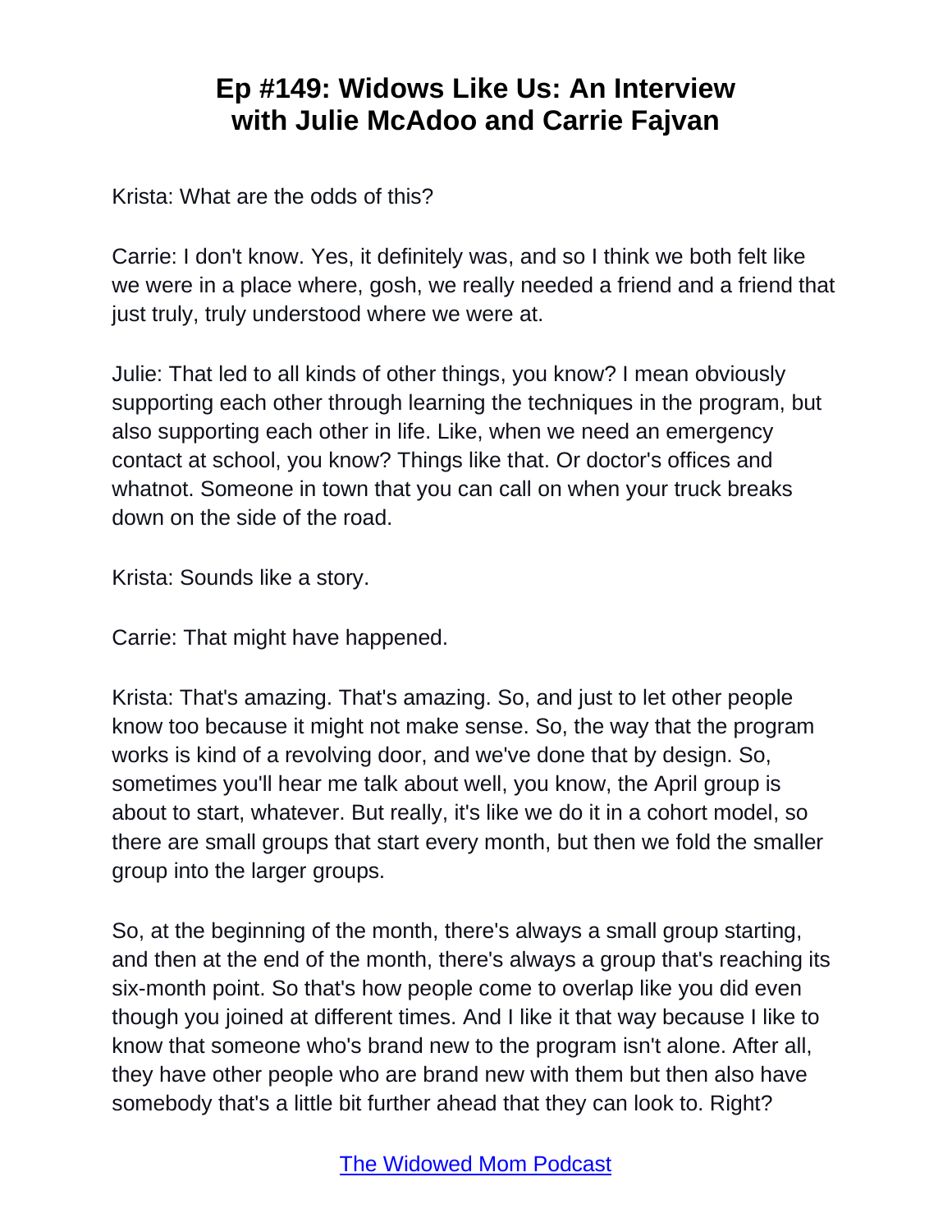Krista: What are the odds of this?

Carrie: I don't know. Yes, it definitely was, and so I think we both felt like we were in a place where, gosh, we really needed a friend and a friend that just truly, truly understood where we were at.

Julie: That led to all kinds of other things, you know? I mean obviously supporting each other through learning the techniques in the program, but also supporting each other in life. Like, when we need an emergency contact at school, you know? Things like that. Or doctor's offices and whatnot. Someone in town that you can call on when your truck breaks down on the side of the road.

Krista: Sounds like a story.

Carrie: That might have happened.

Krista: That's amazing. That's amazing. So, and just to let other people know too because it might not make sense. So, the way that the program works is kind of a revolving door, and we've done that by design. So, sometimes you'll hear me talk about well, you know, the April group is about to start, whatever. But really, it's like we do it in a cohort model, so there are small groups that start every month, but then we fold the smaller group into the larger groups.

So, at the beginning of the month, there's always a small group starting, and then at the end of the month, there's always a group that's reaching its six-month point. So that's how people come to overlap like you did even though you joined at different times. And I like it that way because I like to know that someone who's brand new to the program isn't alone. After all, they have other people who are brand new with them but then also have somebody that's a little bit further ahead that they can look to. Right?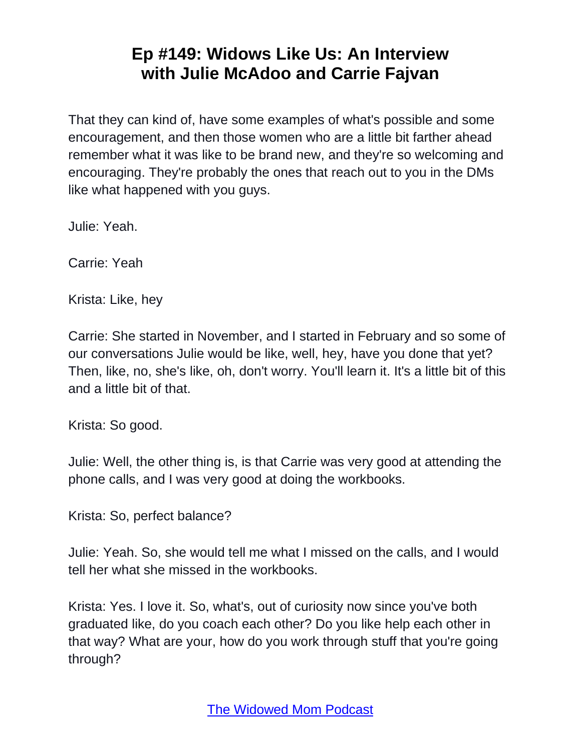That they can kind of, have some examples of what's possible and some encouragement, and then those women who are a little bit farther ahead remember what it was like to be brand new, and they're so welcoming and encouraging. They're probably the ones that reach out to you in the DMs like what happened with you guys.

Julie: Yeah.

Carrie: Yeah

Krista: Like, hey

Carrie: She started in November, and I started in February and so some of our conversations Julie would be like, well, hey, have you done that yet? Then, like, no, she's like, oh, don't worry. You'll learn it. It's a little bit of this and a little bit of that.

Krista: So good.

Julie: Well, the other thing is, is that Carrie was very good at attending the phone calls, and I was very good at doing the workbooks.

Krista: So, perfect balance?

Julie: Yeah. So, she would tell me what I missed on the calls, and I would tell her what she missed in the workbooks.

Krista: Yes. I love it. So, what's, out of curiosity now since you've both graduated like, do you coach each other? Do you like help each other in that way? What are your, how do you work through stuff that you're going through?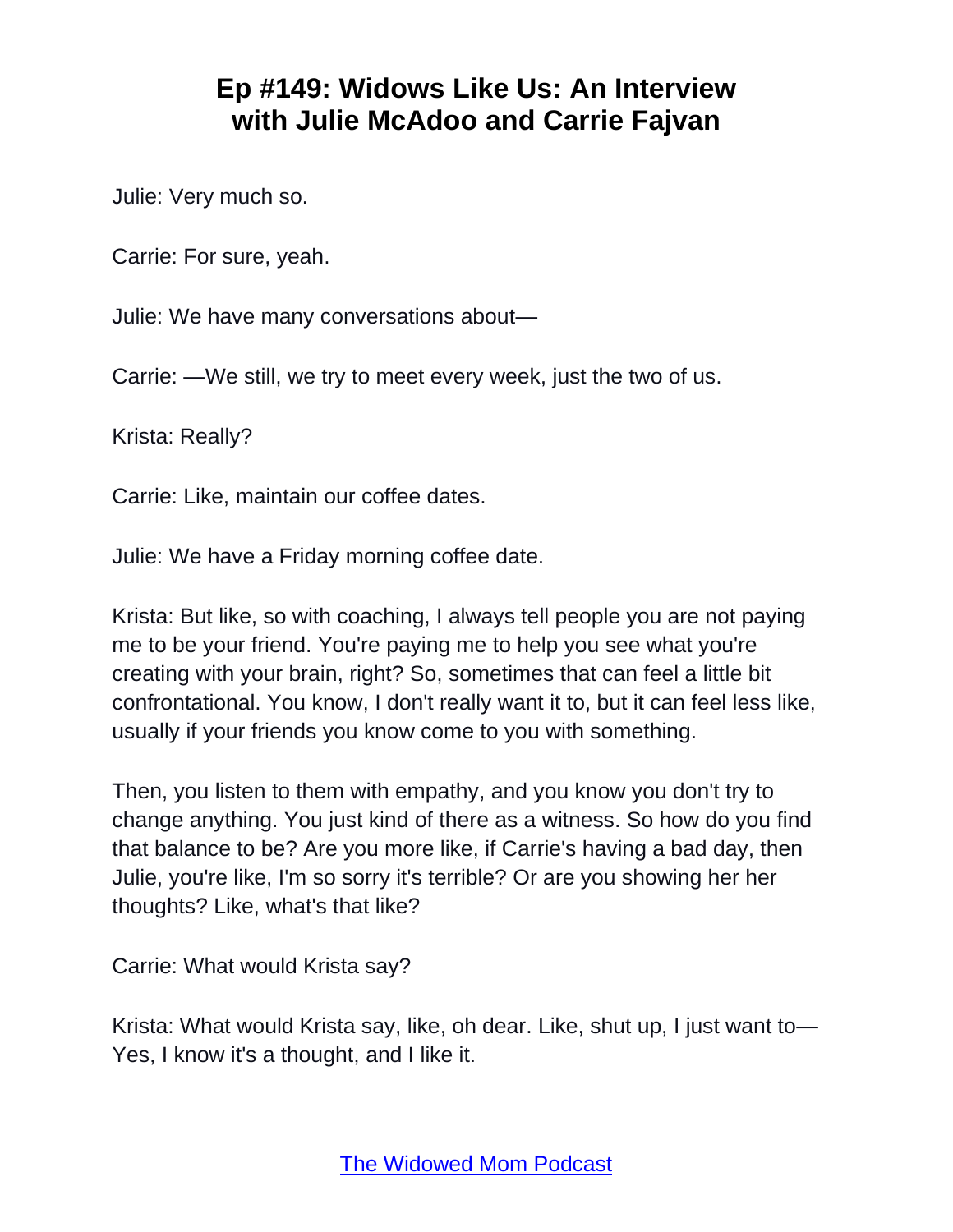Julie: Very much so.

Carrie: For sure, yeah.

Julie: We have many conversations about—

Carrie: —We still, we try to meet every week, just the two of us.

Krista: Really?

Carrie: Like, maintain our coffee dates.

Julie: We have a Friday morning coffee date.

Krista: But like, so with coaching, I always tell people you are not paying me to be your friend. You're paying me to help you see what you're creating with your brain, right? So, sometimes that can feel a little bit confrontational. You know, I don't really want it to, but it can feel less like, usually if your friends you know come to you with something.

Then, you listen to them with empathy, and you know you don't try to change anything. You just kind of there as a witness. So how do you find that balance to be? Are you more like, if Carrie's having a bad day, then Julie, you're like, I'm so sorry it's terrible? Or are you showing her her thoughts? Like, what's that like?

Carrie: What would Krista say?

Krista: What would Krista say, like, oh dear. Like, shut up, I just want to— Yes, I know it's a thought, and I like it.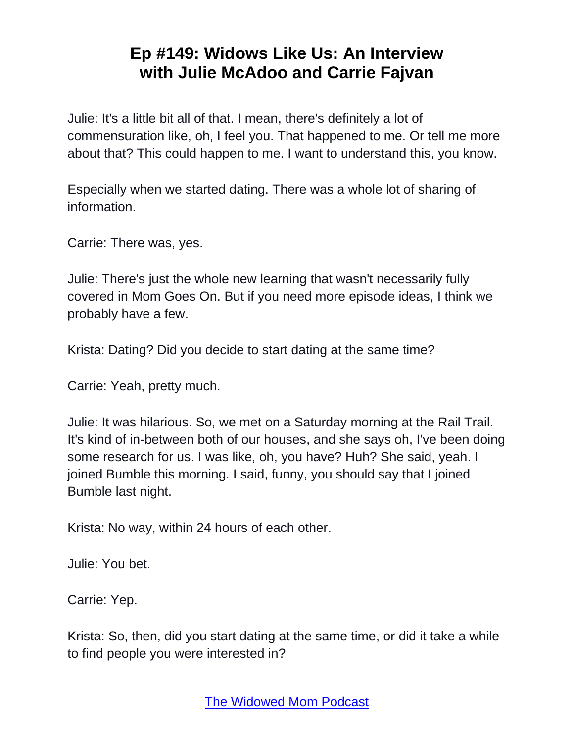Julie: It's a little bit all of that. I mean, there's definitely a lot of commensuration like, oh, I feel you. That happened to me. Or tell me more about that? This could happen to me. I want to understand this, you know.

Especially when we started dating. There was a whole lot of sharing of information.

Carrie: There was, yes.

Julie: There's just the whole new learning that wasn't necessarily fully covered in Mom Goes On. But if you need more episode ideas, I think we probably have a few.

Krista: Dating? Did you decide to start dating at the same time?

Carrie: Yeah, pretty much.

Julie: It was hilarious. So, we met on a Saturday morning at the Rail Trail. It's kind of in-between both of our houses, and she says oh, I've been doing some research for us. I was like, oh, you have? Huh? She said, yeah. I joined Bumble this morning. I said, funny, you should say that I joined Bumble last night.

Krista: No way, within 24 hours of each other.

Julie: You bet.

Carrie: Yep.

Krista: So, then, did you start dating at the same time, or did it take a while to find people you were interested in?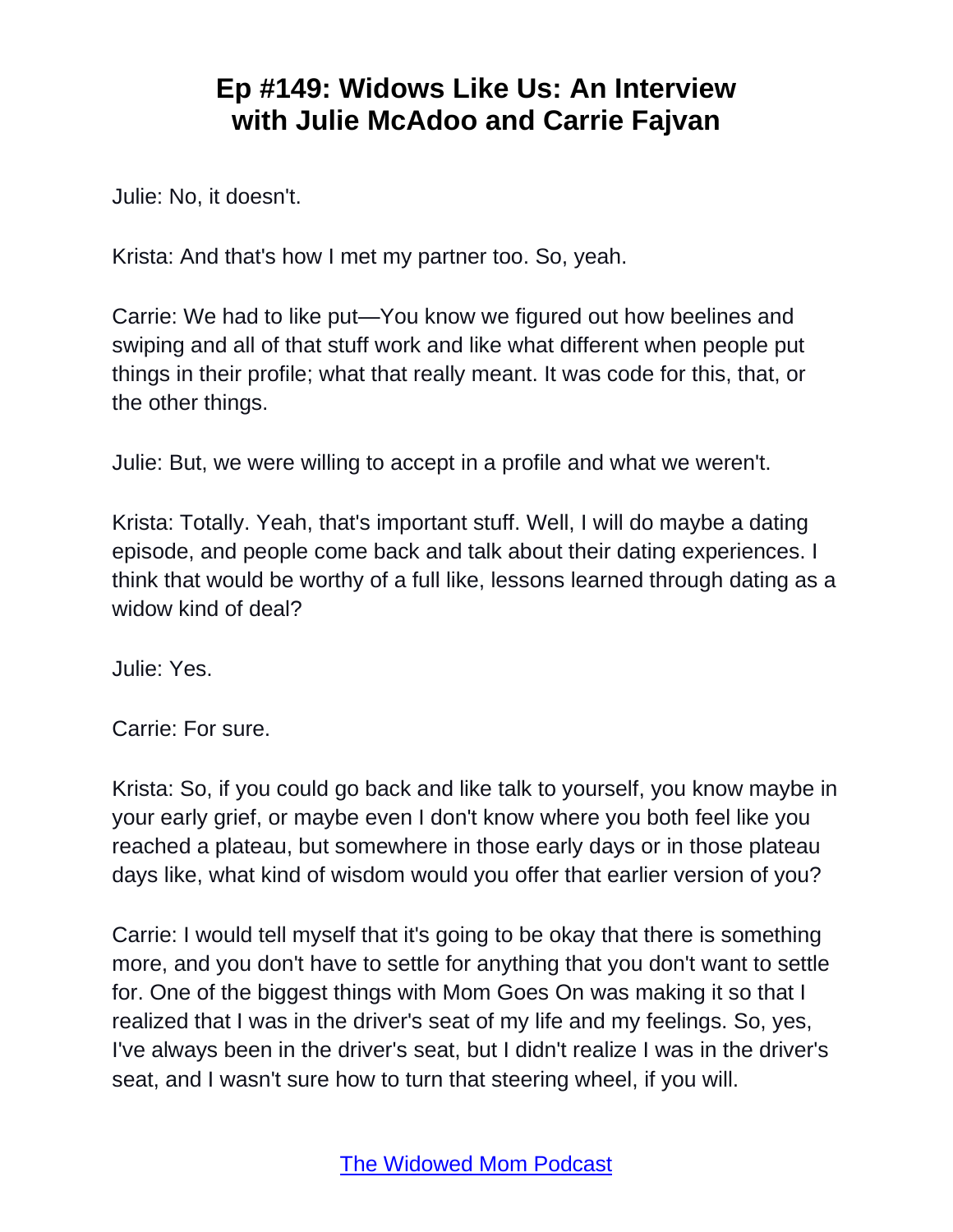Julie: No, it doesn't.

Krista: And that's how I met my partner too. So, yeah.

Carrie: We had to like put—You know we figured out how beelines and swiping and all of that stuff work and like what different when people put things in their profile; what that really meant. It was code for this, that, or the other things.

Julie: But, we were willing to accept in a profile and what we weren't.

Krista: Totally. Yeah, that's important stuff. Well, I will do maybe a dating episode, and people come back and talk about their dating experiences. I think that would be worthy of a full like, lessons learned through dating as a widow kind of deal?

Julie: Yes.

Carrie: For sure.

Krista: So, if you could go back and like talk to yourself, you know maybe in your early grief, or maybe even I don't know where you both feel like you reached a plateau, but somewhere in those early days or in those plateau days like, what kind of wisdom would you offer that earlier version of you?

Carrie: I would tell myself that it's going to be okay that there is something more, and you don't have to settle for anything that you don't want to settle for. One of the biggest things with Mom Goes On was making it so that I realized that I was in the driver's seat of my life and my feelings. So, yes, I've always been in the driver's seat, but I didn't realize I was in the driver's seat, and I wasn't sure how to turn that steering wheel, if you will.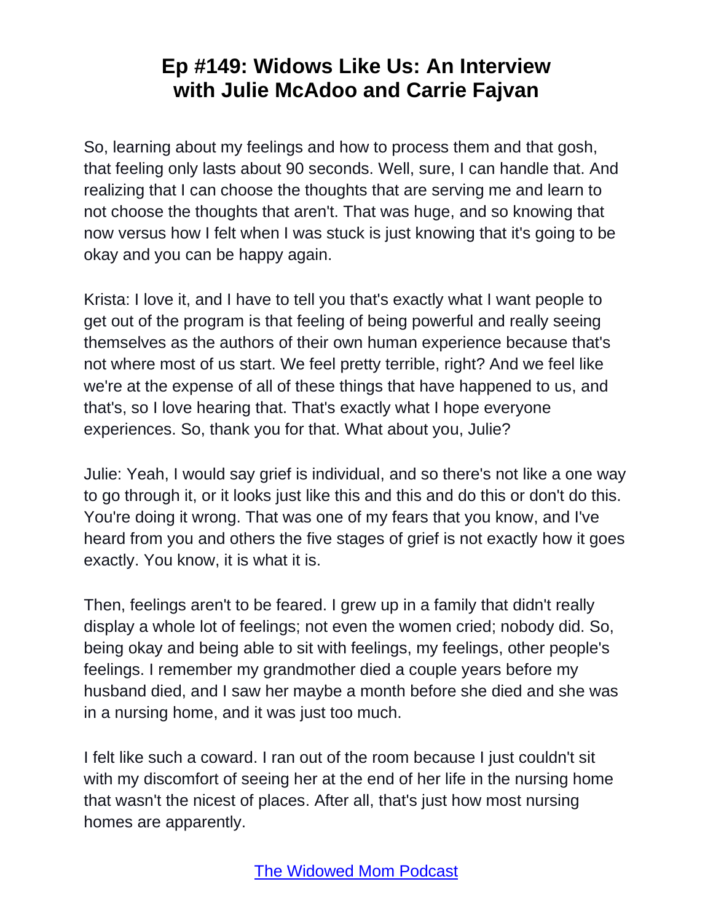So, learning about my feelings and how to process them and that gosh, that feeling only lasts about 90 seconds. Well, sure, I can handle that. And realizing that I can choose the thoughts that are serving me and learn to not choose the thoughts that aren't. That was huge, and so knowing that now versus how I felt when I was stuck is just knowing that it's going to be okay and you can be happy again.

Krista: I love it, and I have to tell you that's exactly what I want people to get out of the program is that feeling of being powerful and really seeing themselves as the authors of their own human experience because that's not where most of us start. We feel pretty terrible, right? And we feel like we're at the expense of all of these things that have happened to us, and that's, so I love hearing that. That's exactly what I hope everyone experiences. So, thank you for that. What about you, Julie?

Julie: Yeah, I would say grief is individual, and so there's not like a one way to go through it, or it looks just like this and this and do this or don't do this. You're doing it wrong. That was one of my fears that you know, and I've heard from you and others the five stages of grief is not exactly how it goes exactly. You know, it is what it is.

Then, feelings aren't to be feared. I grew up in a family that didn't really display a whole lot of feelings; not even the women cried; nobody did. So, being okay and being able to sit with feelings, my feelings, other people's feelings. I remember my grandmother died a couple years before my husband died, and I saw her maybe a month before she died and she was in a nursing home, and it was just too much.

I felt like such a coward. I ran out of the room because I just couldn't sit with my discomfort of seeing her at the end of her life in the nursing home that wasn't the nicest of places. After all, that's just how most nursing homes are apparently.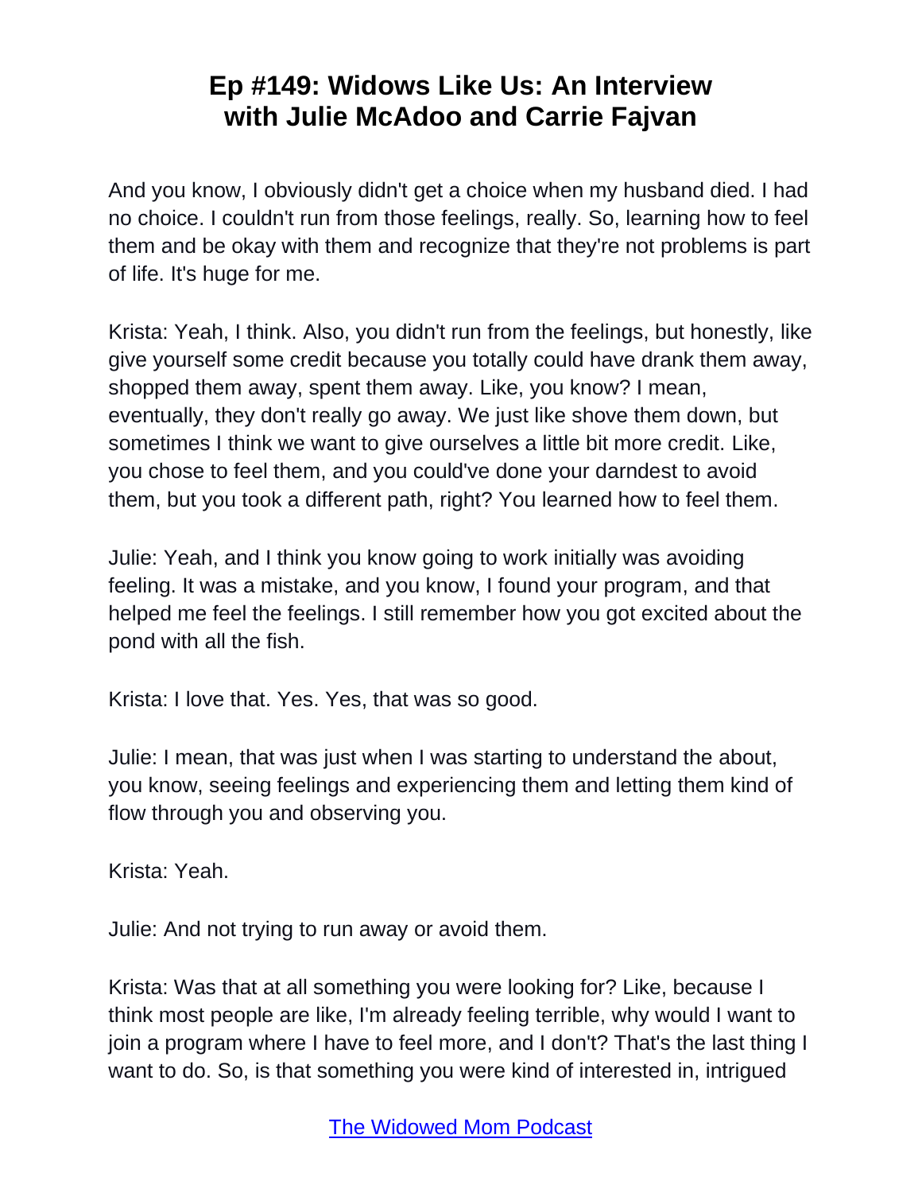And you know, I obviously didn't get a choice when my husband died. I had no choice. I couldn't run from those feelings, really. So, learning how to feel them and be okay with them and recognize that they're not problems is part of life. It's huge for me.

Krista: Yeah, I think. Also, you didn't run from the feelings, but honestly, like give yourself some credit because you totally could have drank them away, shopped them away, spent them away. Like, you know? I mean, eventually, they don't really go away. We just like shove them down, but sometimes I think we want to give ourselves a little bit more credit. Like, you chose to feel them, and you could've done your darndest to avoid them, but you took a different path, right? You learned how to feel them.

Julie: Yeah, and I think you know going to work initially was avoiding feeling. It was a mistake, and you know, I found your program, and that helped me feel the feelings. I still remember how you got excited about the pond with all the fish.

Krista: I love that. Yes. Yes, that was so good.

Julie: I mean, that was just when I was starting to understand the about, you know, seeing feelings and experiencing them and letting them kind of flow through you and observing you.

Krista: Yeah.

Julie: And not trying to run away or avoid them.

Krista: Was that at all something you were looking for? Like, because I think most people are like, I'm already feeling terrible, why would I want to join a program where I have to feel more, and I don't? That's the last thing I want to do. So, is that something you were kind of interested in, intrigued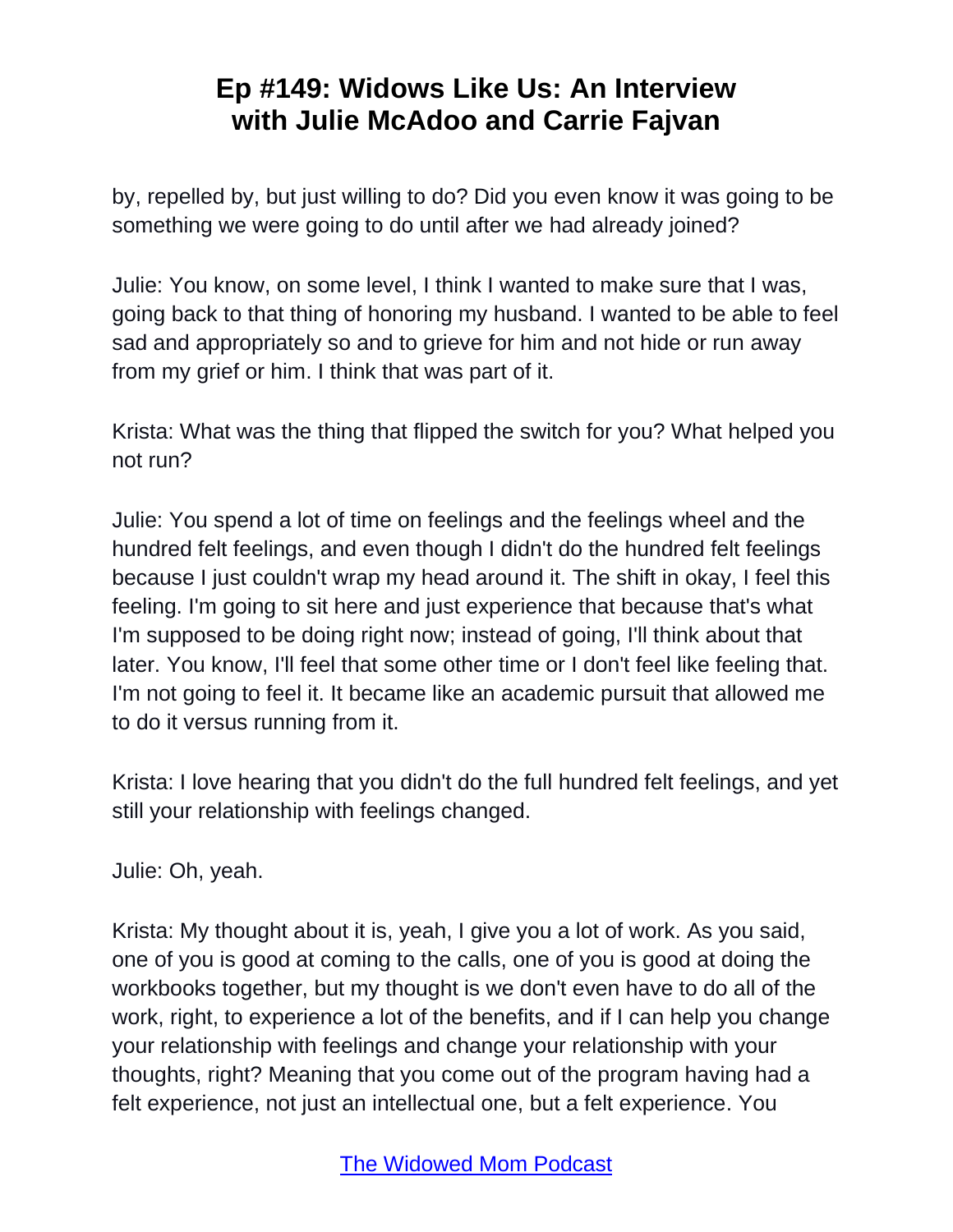by, repelled by, but just willing to do? Did you even know it was going to be something we were going to do until after we had already joined?

Julie: You know, on some level, I think I wanted to make sure that I was, going back to that thing of honoring my husband. I wanted to be able to feel sad and appropriately so and to grieve for him and not hide or run away from my grief or him. I think that was part of it.

Krista: What was the thing that flipped the switch for you? What helped you not run?

Julie: You spend a lot of time on feelings and the feelings wheel and the hundred felt feelings, and even though I didn't do the hundred felt feelings because I just couldn't wrap my head around it. The shift in okay, I feel this feeling. I'm going to sit here and just experience that because that's what I'm supposed to be doing right now; instead of going, I'll think about that later. You know, I'll feel that some other time or I don't feel like feeling that. I'm not going to feel it. It became like an academic pursuit that allowed me to do it versus running from it.

Krista: I love hearing that you didn't do the full hundred felt feelings, and yet still your relationship with feelings changed.

Julie: Oh, yeah.

Krista: My thought about it is, yeah, I give you a lot of work. As you said, one of you is good at coming to the calls, one of you is good at doing the workbooks together, but my thought is we don't even have to do all of the work, right, to experience a lot of the benefits, and if I can help you change your relationship with feelings and change your relationship with your thoughts, right? Meaning that you come out of the program having had a felt experience, not just an intellectual one, but a felt experience. You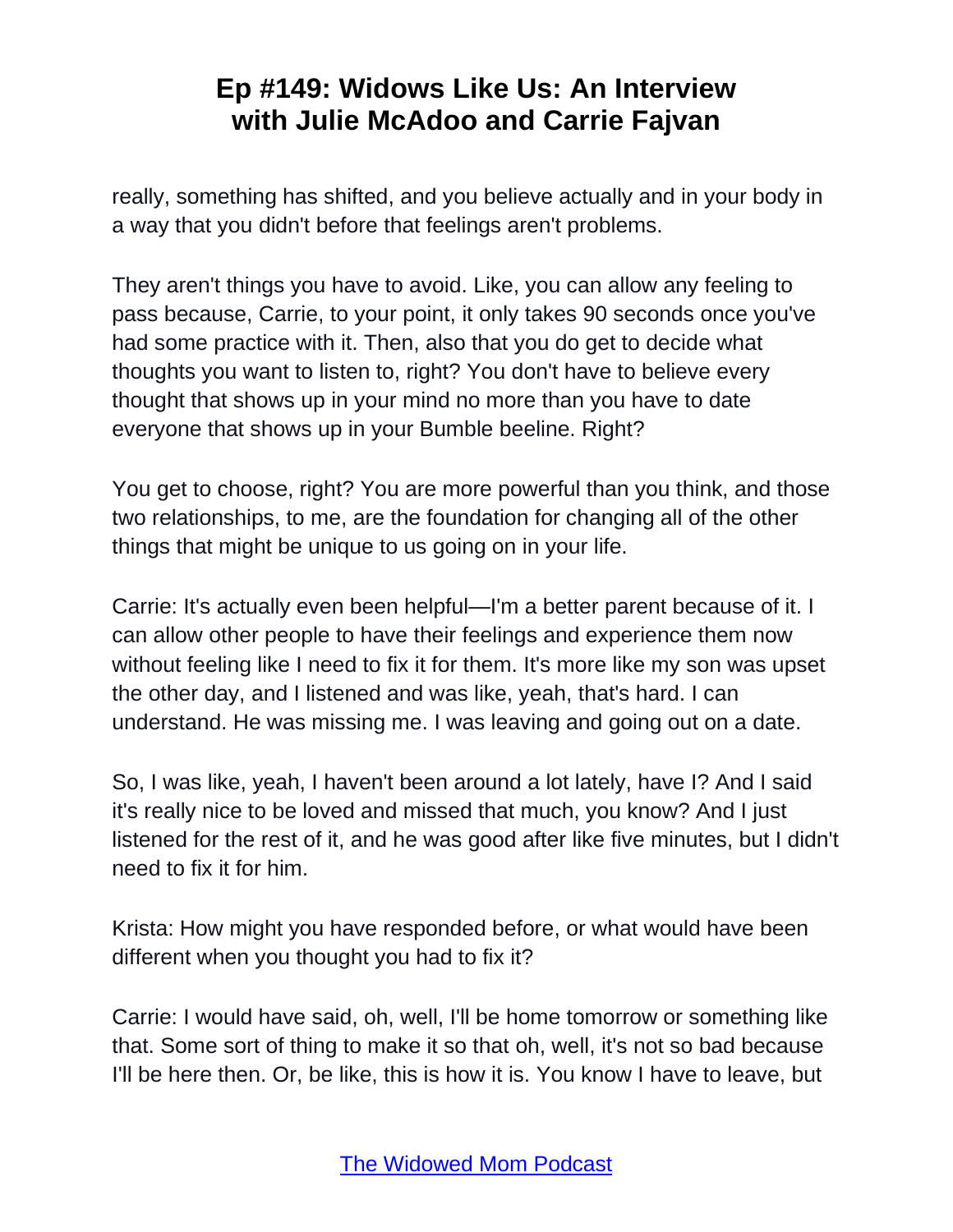really, something has shifted, and you believe actually and in your body in a way that you didn't before that feelings aren't problems.

They aren't things you have to avoid. Like, you can allow any feeling to pass because, Carrie, to your point, it only takes 90 seconds once you've had some practice with it. Then, also that you do get to decide what thoughts you want to listen to, right? You don't have to believe every thought that shows up in your mind no more than you have to date everyone that shows up in your Bumble beeline. Right?

You get to choose, right? You are more powerful than you think, and those two relationships, to me, are the foundation for changing all of the other things that might be unique to us going on in your life.

Carrie: It's actually even been helpful—I'm a better parent because of it. I can allow other people to have their feelings and experience them now without feeling like I need to fix it for them. It's more like my son was upset the other day, and I listened and was like, yeah, that's hard. I can understand. He was missing me. I was leaving and going out on a date.

So, I was like, yeah, I haven't been around a lot lately, have I? And I said it's really nice to be loved and missed that much, you know? And I just listened for the rest of it, and he was good after like five minutes, but I didn't need to fix it for him.

Krista: How might you have responded before, or what would have been different when you thought you had to fix it?

Carrie: I would have said, oh, well, I'll be home tomorrow or something like that. Some sort of thing to make it so that oh, well, it's not so bad because I'll be here then. Or, be like, this is how it is. You know I have to leave, but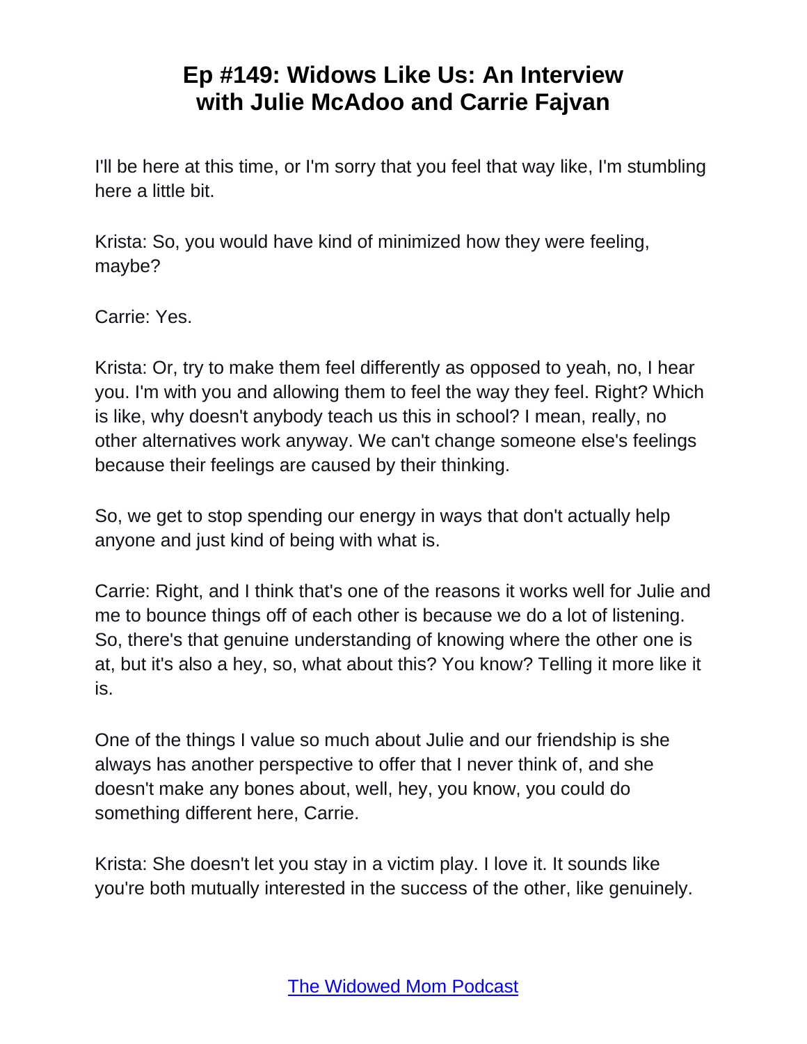I'll be here at this time, or I'm sorry that you feel that way like, I'm stumbling here a little bit.

Krista: So, you would have kind of minimized how they were feeling, maybe?

Carrie: Yes.

Krista: Or, try to make them feel differently as opposed to yeah, no, I hear you. I'm with you and allowing them to feel the way they feel. Right? Which is like, why doesn't anybody teach us this in school? I mean, really, no other alternatives work anyway. We can't change someone else's feelings because their feelings are caused by their thinking.

So, we get to stop spending our energy in ways that don't actually help anyone and just kind of being with what is.

Carrie: Right, and I think that's one of the reasons it works well for Julie and me to bounce things off of each other is because we do a lot of listening. So, there's that genuine understanding of knowing where the other one is at, but it's also a hey, so, what about this? You know? Telling it more like it is.

One of the things I value so much about Julie and our friendship is she always has another perspective to offer that I never think of, and she doesn't make any bones about, well, hey, you know, you could do something different here, Carrie.

Krista: She doesn't let you stay in a victim play. I love it. It sounds like you're both mutually interested in the success of the other, like genuinely.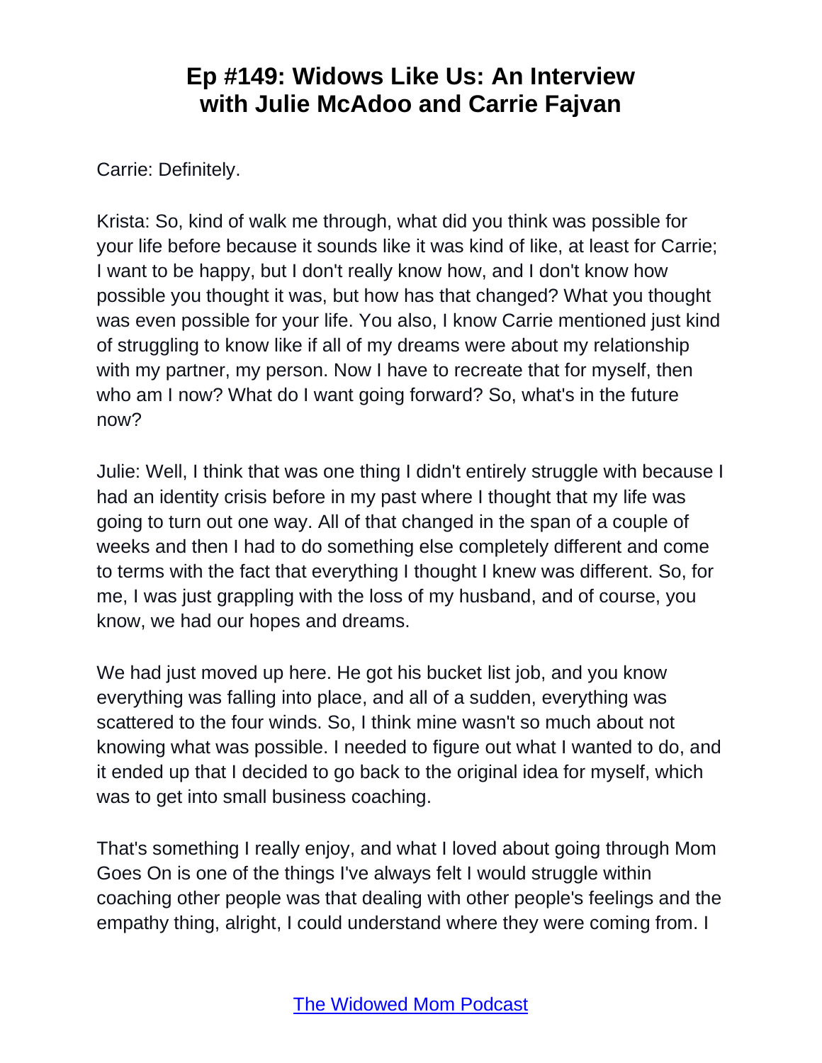Carrie: Definitely.

Krista: So, kind of walk me through, what did you think was possible for your life before because it sounds like it was kind of like, at least for Carrie; I want to be happy, but I don't really know how, and I don't know how possible you thought it was, but how has that changed? What you thought was even possible for your life. You also, I know Carrie mentioned just kind of struggling to know like if all of my dreams were about my relationship with my partner, my person. Now I have to recreate that for myself, then who am I now? What do I want going forward? So, what's in the future now?

Julie: Well, I think that was one thing I didn't entirely struggle with because I had an identity crisis before in my past where I thought that my life was going to turn out one way. All of that changed in the span of a couple of weeks and then I had to do something else completely different and come to terms with the fact that everything I thought I knew was different. So, for me, I was just grappling with the loss of my husband, and of course, you know, we had our hopes and dreams.

We had just moved up here. He got his bucket list job, and you know everything was falling into place, and all of a sudden, everything was scattered to the four winds. So, I think mine wasn't so much about not knowing what was possible. I needed to figure out what I wanted to do, and it ended up that I decided to go back to the original idea for myself, which was to get into small business coaching.

That's something I really enjoy, and what I loved about going through Mom Goes On is one of the things I've always felt I would struggle within coaching other people was that dealing with other people's feelings and the empathy thing, alright, I could understand where they were coming from. I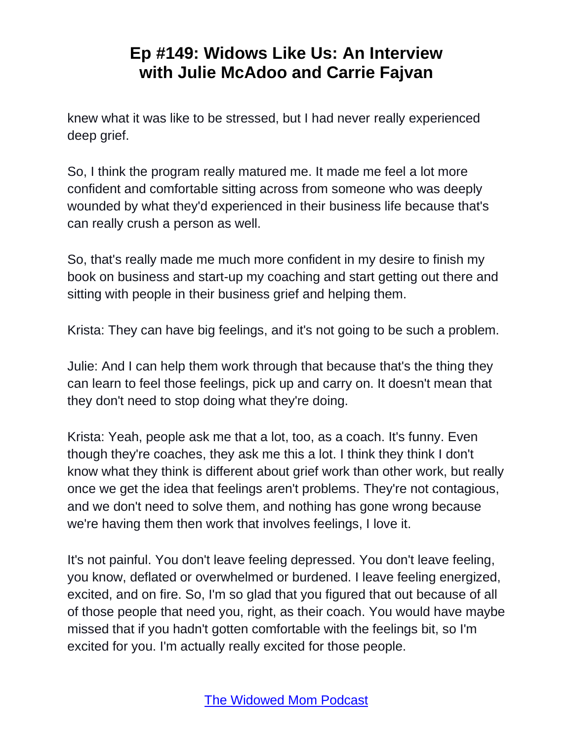knew what it was like to be stressed, but I had never really experienced deep grief.

So, I think the program really matured me. It made me feel a lot more confident and comfortable sitting across from someone who was deeply wounded by what they'd experienced in their business life because that's can really crush a person as well.

So, that's really made me much more confident in my desire to finish my book on business and start-up my coaching and start getting out there and sitting with people in their business grief and helping them.

Krista: They can have big feelings, and it's not going to be such a problem.

Julie: And I can help them work through that because that's the thing they can learn to feel those feelings, pick up and carry on. It doesn't mean that they don't need to stop doing what they're doing.

Krista: Yeah, people ask me that a lot, too, as a coach. It's funny. Even though they're coaches, they ask me this a lot. I think they think I don't know what they think is different about grief work than other work, but really once we get the idea that feelings aren't problems. They're not contagious, and we don't need to solve them, and nothing has gone wrong because we're having them then work that involves feelings, I love it.

It's not painful. You don't leave feeling depressed. You don't leave feeling, you know, deflated or overwhelmed or burdened. I leave feeling energized, excited, and on fire. So, I'm so glad that you figured that out because of all of those people that need you, right, as their coach. You would have maybe missed that if you hadn't gotten comfortable with the feelings bit, so I'm excited for you. I'm actually really excited for those people.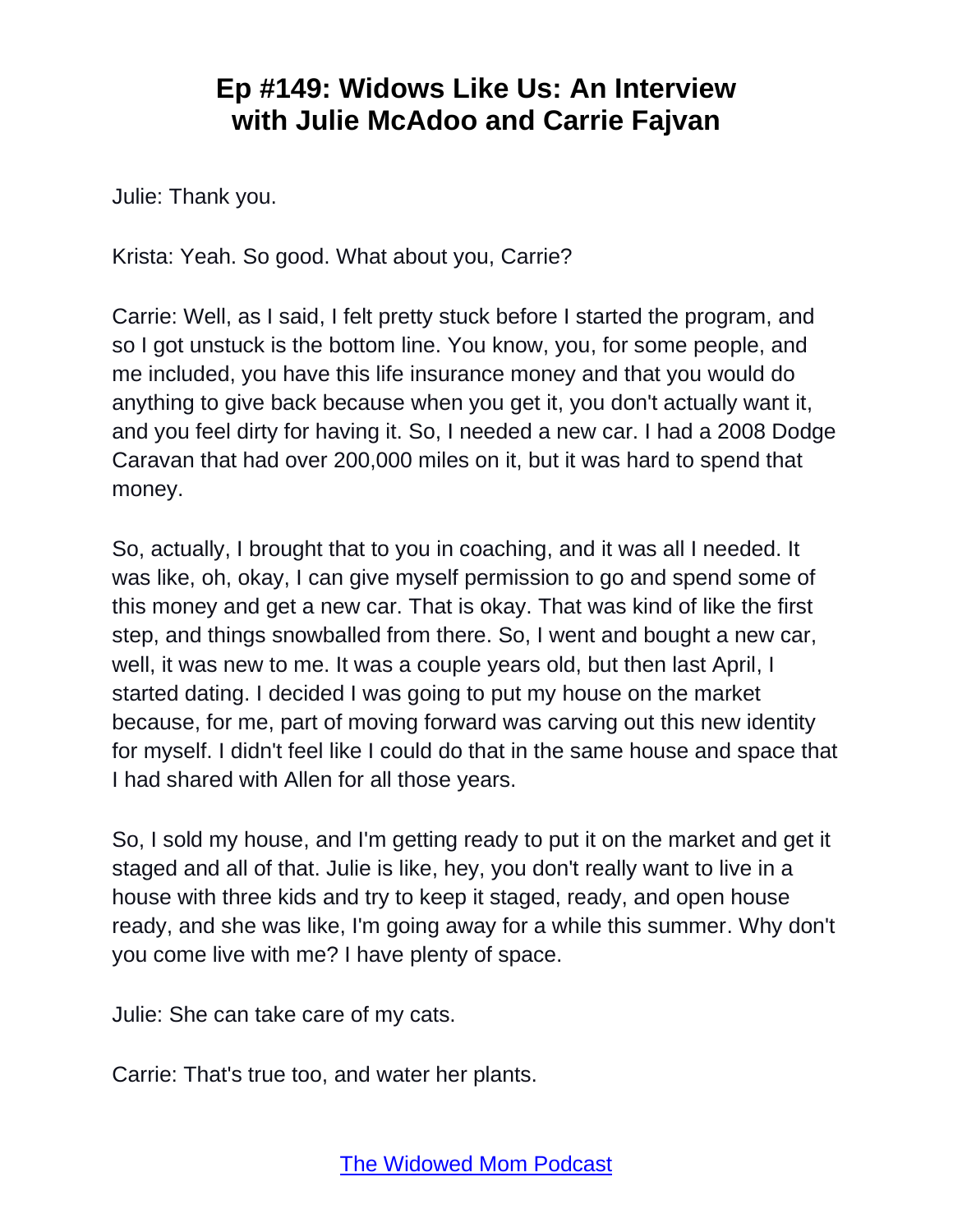Julie: Thank you.

Krista: Yeah. So good. What about you, Carrie?

Carrie: Well, as I said, I felt pretty stuck before I started the program, and so I got unstuck is the bottom line. You know, you, for some people, and me included, you have this life insurance money and that you would do anything to give back because when you get it, you don't actually want it, and you feel dirty for having it. So, I needed a new car. I had a 2008 Dodge Caravan that had over 200,000 miles on it, but it was hard to spend that money.

So, actually, I brought that to you in coaching, and it was all I needed. It was like, oh, okay, I can give myself permission to go and spend some of this money and get a new car. That is okay. That was kind of like the first step, and things snowballed from there. So, I went and bought a new car, well, it was new to me. It was a couple years old, but then last April, I started dating. I decided I was going to put my house on the market because, for me, part of moving forward was carving out this new identity for myself. I didn't feel like I could do that in the same house and space that I had shared with Allen for all those years.

So, I sold my house, and I'm getting ready to put it on the market and get it staged and all of that. Julie is like, hey, you don't really want to live in a house with three kids and try to keep it staged, ready, and open house ready, and she was like, I'm going away for a while this summer. Why don't you come live with me? I have plenty of space.

Julie: She can take care of my cats.

Carrie: That's true too, and water her plants.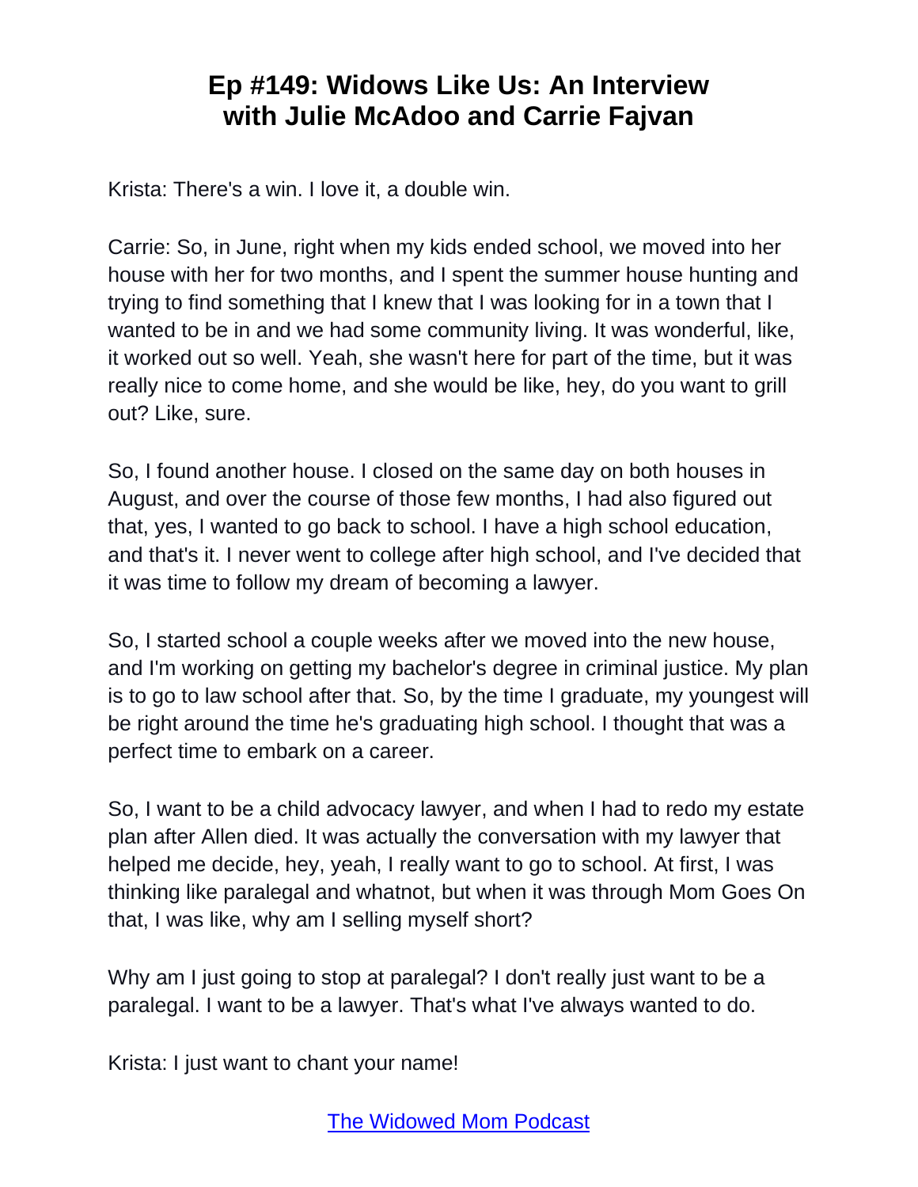# Ep #149: Widows Like Us: An Interview with Julie McAdoo and Carrie Fajvan

Krista: There's a win. I love it, a double win.

Carrie: So, in June, right when my kids ended school, we moved into her house with her for two months, and I spent the summer house hunting and trying to find something that I knew that I was looking for in a town that I wanted to be in and we had some community living. It was wonderful, like, it worked out so well. Yeah, she wasn't here for part of the time, but it was really nice to come home, and she would be like, hey, do you want to grill out? Like, sure.

So, I found another house. I closed on the same day on both houses in August, and over the course of those few months, I had also figured out that, yes, I wanted to go back to school. I have a high school education, and that's it. I never went to college after high school, and I've decided that it was time to follow my dream of becoming a lawyer.

So, I started school a couple weeks after we moved into the new house, and I'm working on getting my bachelor's degree in criminal justice. My plan is to go to law school after that. So, by the time I graduate, my youngest will be right around the time he's graduating high school. I thought that was a perfect time to embark on a career.

So, I want to be a child advocacy lawyer, and when I had to redo my estate plan after Allen died. It was actually the conversation with my lawyer that helped me decide, hey, yeah, I really want to go to school. At first, I was thinking like paralegal and whatnot, but when it was through Mom Goes On that, I was like, why am I selling myself short?

Why am I just going to stop at paralegal? I don't really just want to be a paralegal. I want to be a lawyer. That's what I've always wanted to do.

Krista: I just want to chant your name!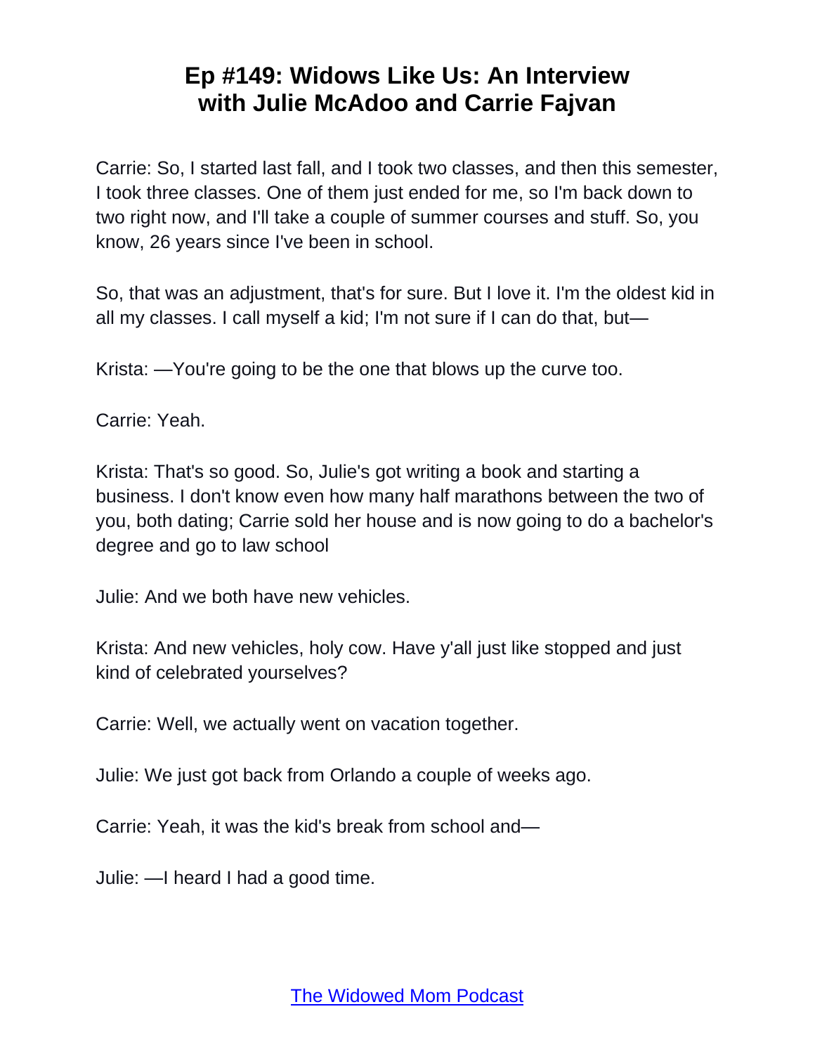Carrie: So, I started last fall, and I took two classes, and then this semester, I took three classes. One of them just ended for me, so I'm back down to two right now, and I'll take a couple of summer courses and stuff. So, you know, 26 years since I've been in school.

So, that was an adjustment, that's for sure. But I love it. I'm the oldest kid in all my classes. I call myself a kid; I'm not sure if I can do that, but—

Krista: —You're going to be the one that blows up the curve too.

Carrie: Yeah.

Krista: That's so good. So, Julie's got writing a book and starting a business. I don't know even how many half marathons between the two of you, both dating; Carrie sold her house and is now going to do a bachelor's degree and go to law school

Julie: And we both have new vehicles.

Krista: And new vehicles, holy cow. Have y'all just like stopped and just kind of celebrated yourselves?

Carrie: Well, we actually went on vacation together.

Julie: We just got back from Orlando a couple of weeks ago.

Carrie: Yeah, it was the kid's break from school and—

Julie: —I heard I had a good time.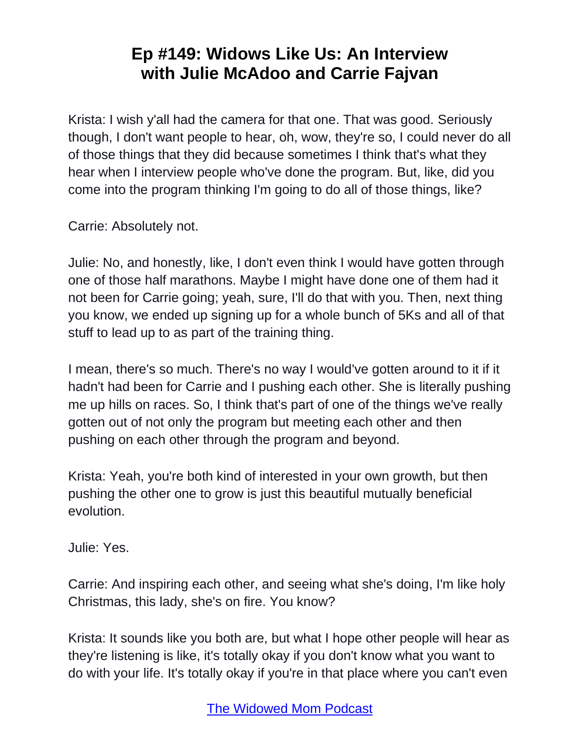# Ep #149: Widows Like Us: An Interview with Julie McAdoo and Carrie Fajvan

Krista: I wish y'all had the camera for that one. That was good. Seriously though, I don't want people to hear, oh, wow, they're so, I could never do all of those things that they did because sometimes I think that's what they hear when I interview people who've done the program. But, like, did you come into the program thinking I'm going to do all of those things, like?

Carrie: Absolutely not.

Julie: No, and honestly, like, I don't even think I would have gotten through one of those half marathons. Maybe I might have done one of them had it not been for Carrie going; yeah, sure, I'll do that with you. Then, next thing you know, we ended up signing up for a whole bunch of 5Ks and all of that stuff to lead up to as part of the training thing.

I mean, there's so much. There's no way I would've gotten around to it if it hadn't had been for Carrie and I pushing each other. She is literally pushing me up hills on races. So, I think that's part of one of the things we've really gotten out of not only the program but meeting each other and then pushing on each other through the program and beyond.

Krista: Yeah, you're both kind of interested in your own growth, but then pushing the other one to grow is just this beautiful mutually beneficial evolution.

Julie: Yes.

Carrie: And inspiring each other, and seeing what she's doing, I'm like holy Christmas, this lady, she's on fire. You know?

Krista: It sounds like you both are, but what I hope other people will hear as they're listening is like, it's totally okay if you don't know what you want to do with your life. It's totally okay if you're in that place where you can't even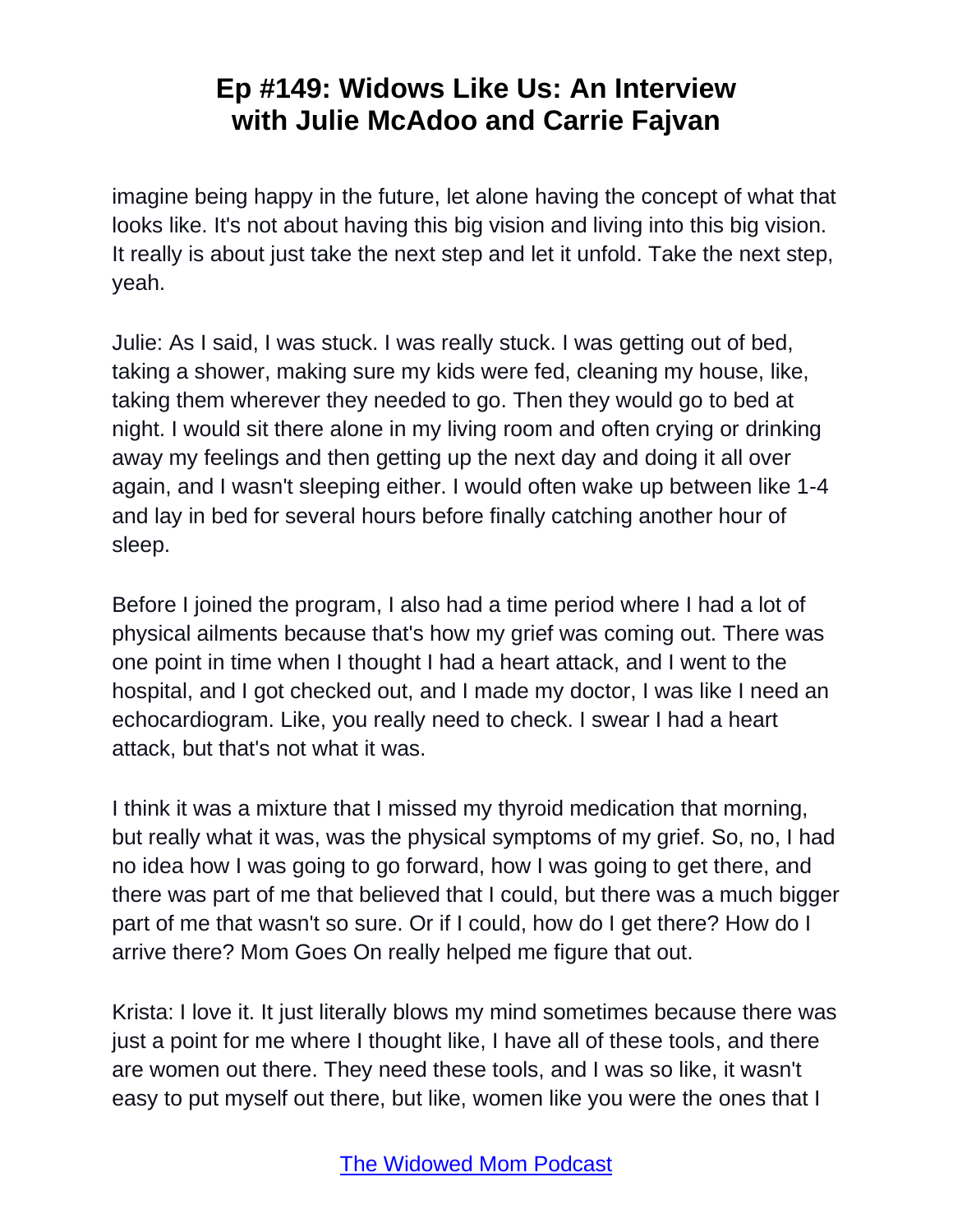imagine being happy in the future, let alone having the concept of what that looks like. It's not about having this big vision and living into this big vision. It really is about just take the next step and let it unfold. Take the next step, yeah.

Julie: As I said, I was stuck. I was really stuck. I was getting out of bed, taking a shower, making sure my kids were fed, cleaning my house, like, taking them wherever they needed to go. Then they would go to bed at night. I would sit there alone in my living room and often crying or drinking away my feelings and then getting up the next day and doing it all over again, and I wasn't sleeping either. I would often wake up between like 1-4 and lay in bed for several hours before finally catching another hour of sleep.

Before I joined the program, I also had a time period where I had a lot of physical ailments because that's how my grief was coming out. There was one point in time when I thought I had a heart attack, and I went to the hospital, and I got checked out, and I made my doctor, I was like I need an echocardiogram. Like, you really need to check. I swear I had a heart attack, but that's not what it was.

I think it was a mixture that I missed my thyroid medication that morning, but really what it was, was the physical symptoms of my grief. So, no, I had no idea how I was going to go forward, how I was going to get there, and there was part of me that believed that I could, but there was a much bigger part of me that wasn't so sure. Or if I could, how do I get there? How do I arrive there? Mom Goes On really helped me figure that out.

Krista: I love it. It just literally blows my mind sometimes because there was just a point for me where I thought like, I have all of these tools, and there are women out there. They need these tools, and I was so like, it wasn't easy to put myself out there, but like, women like you were the ones that I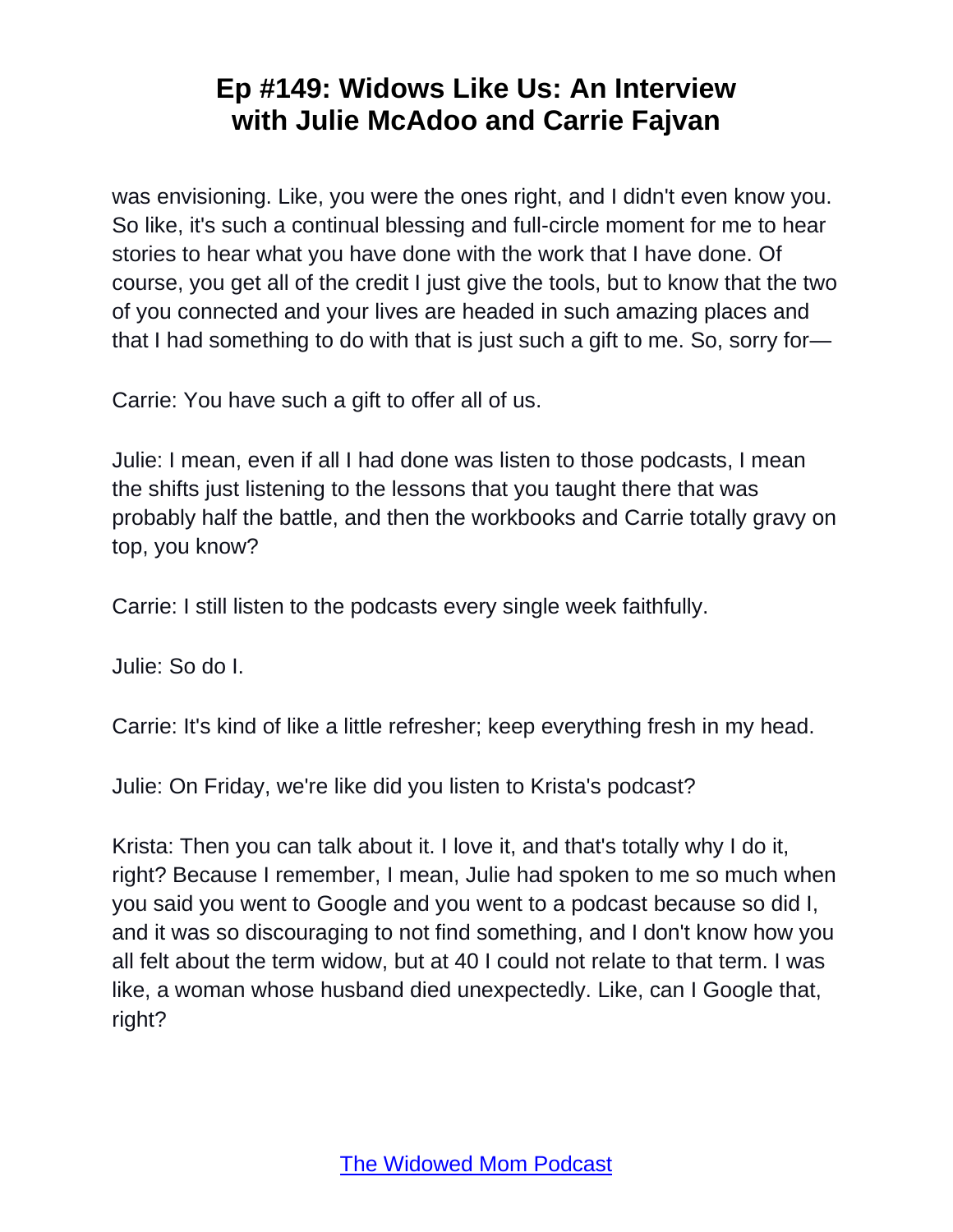was envisioning. Like, you were the ones right, and I didn't even know you. So like, it's such a continual blessing and full-circle moment for me to hear stories to hear what you have done with the work that I have done. Of course, you get all of the credit I just give the tools, but to know that the two of you connected and your lives are headed in such amazing places and that I had something to do with that is just such a gift to me. So, sorry for—

Carrie: You have such a gift to offer all of us.

Julie: I mean, even if all I had done was listen to those podcasts, I mean the shifts just listening to the lessons that you taught there that was probably half the battle, and then the workbooks and Carrie totally gravy on top, you know?

Carrie: I still listen to the podcasts every single week faithfully.

Julie: So do I.

Carrie: It's kind of like a little refresher; keep everything fresh in my head.

Julie: On Friday, we're like did you listen to Krista's podcast?

Krista: Then you can talk about it. I love it, and that's totally why I do it, right? Because I remember, I mean, Julie had spoken to me so much when you said you went to Google and you went to a podcast because so did I, and it was so discouraging to not find something, and I don't know how you all felt about the term widow, but at 40 I could not relate to that term. I was like, a woman whose husband died unexpectedly. Like, can I Google that, right?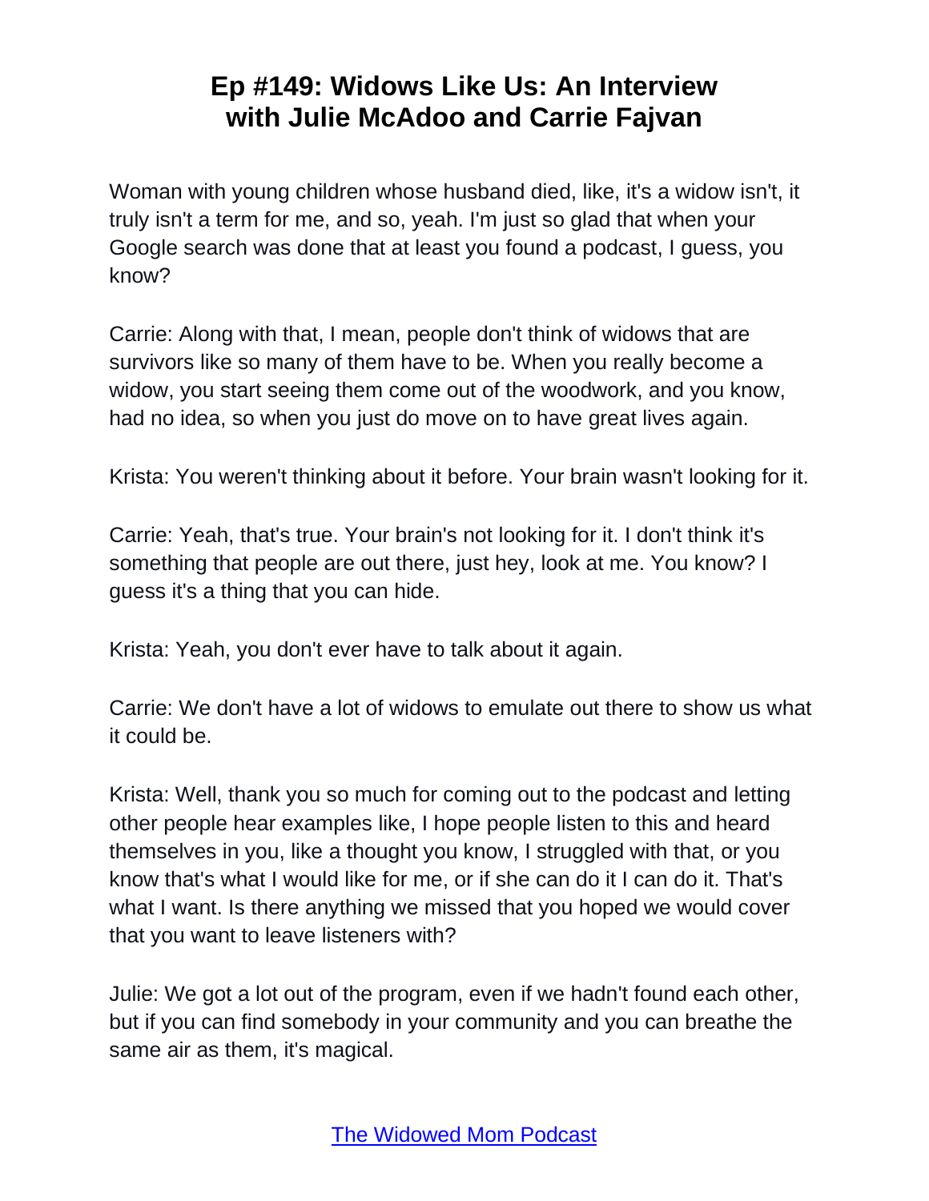Woman with young children whose husband died, like, it's a widow isn't, it truly isn't a term for me, and so, yeah. I'm just so glad that when your Google search was done that at least you found a podcast, I guess, you know?

Carrie: Along with that, I mean, people don't think of widows that are survivors like so many of them have to be. When you really become a widow, you start seeing them come out of the woodwork, and you know, had no idea, so when you just do move on to have great lives again.

Krista: You weren't thinking about it before. Your brain wasn't looking for it.

Carrie: Yeah, that's true. Your brain's not looking for it. I don't think it's something that people are out there, just hey, look at me. You know? I guess it's a thing that you can hide.

Krista: Yeah, you don't ever have to talk about it again.

Carrie: We don't have a lot of widows to emulate out there to show us what it could be.

Krista: Well, thank you so much for coming out to the podcast and letting other people hear examples like, I hope people listen to this and heard themselves in you, like a thought you know, I struggled with that, or you know that's what I would like for me, or if she can do it I can do it. That's what I want. Is there anything we missed that you hoped we would cover that you want to leave listeners with?

Julie: We got a lot out of the program, even if we hadn't found each other, but if you can find somebody in your community and you can breathe the same air as them, it's magical.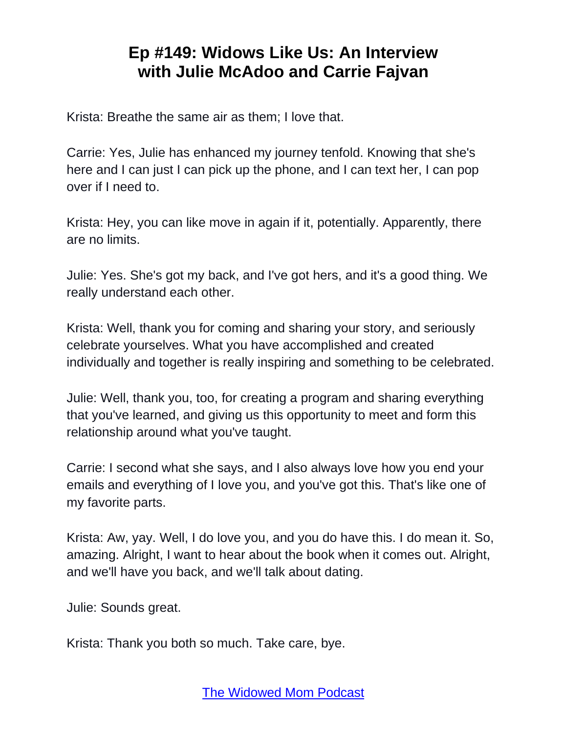Krista: Breathe the same air as them; I love that.

Carrie: Yes, Julie has enhanced my journey tenfold. Knowing that she's here and I can just I can pick up the phone, and I can text her, I can pop over if I need to.

Krista: Hey, you can like move in again if it, potentially. Apparently, there are no limits.

Julie: Yes. She's got my back, and I've got hers, and it's a good thing. We really understand each other.

Krista: Well, thank you for coming and sharing your story, and seriously celebrate yourselves. What you have accomplished and created individually and together is really inspiring and something to be celebrated.

Julie: Well, thank you, too, for creating a program and sharing everything that you've learned, and giving us this opportunity to meet and form this relationship around what you've taught.

Carrie: I second what she says, and I also always love how you end your emails and everything of I love you, and you've got this. That's like one of my favorite parts.

Krista: Aw, yay. Well, I do love you, and you do have this. I do mean it. So, amazing. Alright, I want to hear about the book when it comes out. Alright, and we'll have you back, and we'll talk about dating.

Julie: Sounds great.

Krista: Thank you both so much. Take care, bye.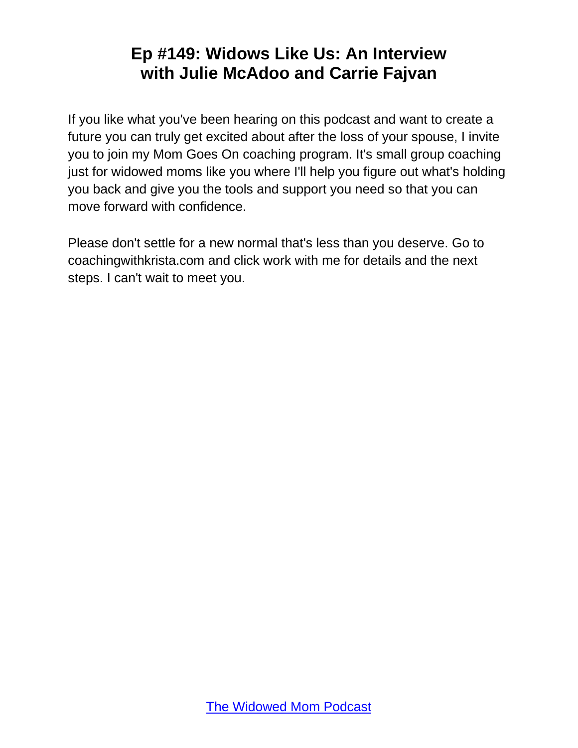If you like what you've been hearing on this podcast and want to create a future you can truly get excited about after the loss of your spouse, I invite you to join my Mom Goes On coaching program. It's small group coaching just for widowed moms like you where I'll help you figure out what's holding you back and give you the tools and support you need so that you can move forward with confidence.

Please don't settle for a new normal that's less than you deserve. Go to coachingwithkrista.com and click work with me for details and the next steps. I can't wait to meet you.